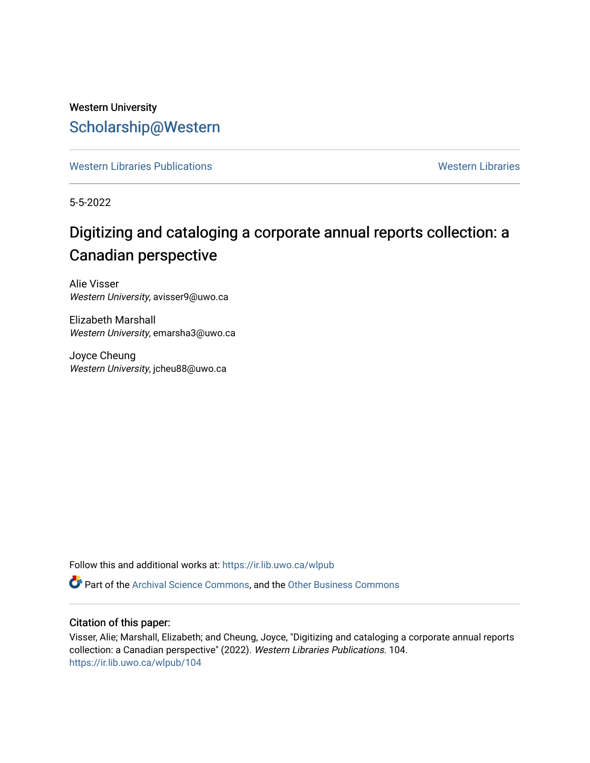Western University

# Scholarship@Western

Western Libraries Publications | Western Libraries

5-5-2022

## Digitizing and cataloging a corporate annual reports collection: a Canadian perspective

Alie Visser
*Western University*, avisser9@uwo.ca

Elizabeth Marshall
*Western University*, emarsha3@uwo.ca

Joyce Cheung
*Western University*, jcheu88@uwo.ca

Follow this and additional works at: https://ir.lib.uwo.ca/wlpub

Part of the Archival Science Commons, and the Other Business Commons

### Citation of this paper:

Visser, Alie; Marshall, Elizabeth; and Cheung, Joyce, "Digitizing and cataloging a corporate annual reports collection: a Canadian perspective" (2022). *Western Libraries Publications*. 104.
https://ir.lib.uwo.ca/wlpub/104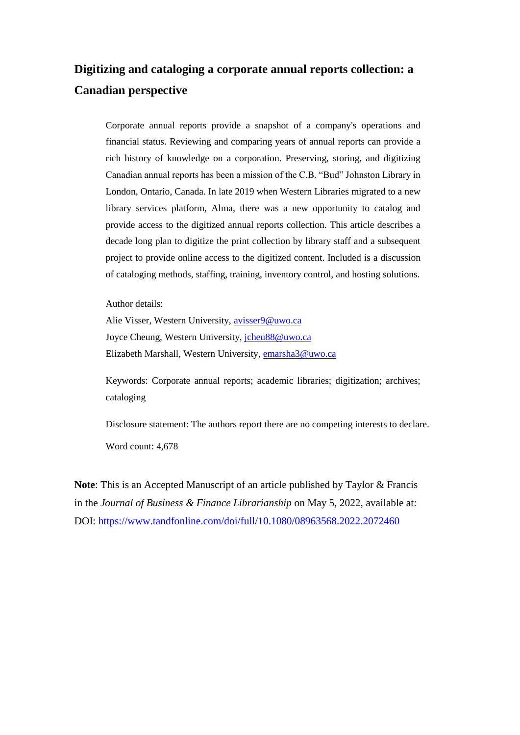# Digitizing and cataloging a corporate annual reports collection: a Canadian perspective

Corporate annual reports provide a snapshot of a company's operations and financial status. Reviewing and comparing years of annual reports can provide a rich history of knowledge on a corporation. Preserving, storing, and digitizing Canadian annual reports has been a mission of the C.B. "Bud" Johnston Library in London, Ontario, Canada. In late 2019 when Western Libraries migrated to a new library services platform, Alma, there was a new opportunity to catalog and provide access to the digitized annual reports collection. This article describes a decade long plan to digitize the print collection by library staff and a subsequent project to provide online access to the digitized content. Included is a discussion of cataloging methods, staffing, training, inventory control, and hosting solutions.

Author details:
Alie Visser, Western University, avisser9@uwo.ca
Joyce Cheung, Western University, jcheu88@uwo.ca
Elizabeth Marshall, Western University, emarsha3@uwo.ca

Keywords: Corporate annual reports; academic libraries; digitization; archives; cataloging

Disclosure statement: The authors report there are no competing interests to declare.

Word count: 4,678

**Note**: This is an Accepted Manuscript of an article published by Taylor & Francis in the *Journal of Business & Finance Librarianship* on May 5, 2022, available at: DOI: https://www.tandfonline.com/doi/full/10.1080/08963568.2022.2072460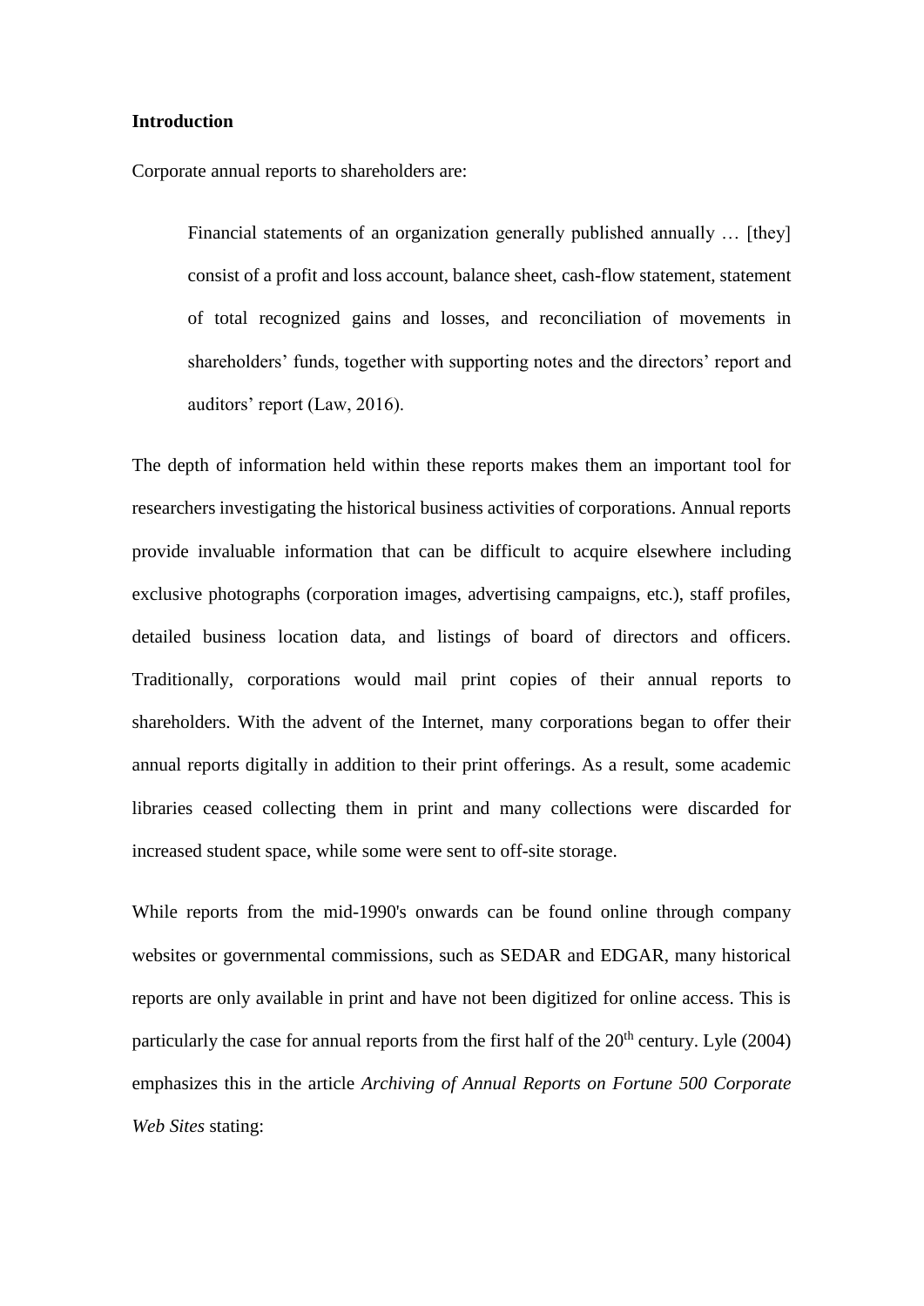## Introduction

Corporate annual reports to shareholders are:

> Financial statements of an organization generally published annually … [they] consist of a profit and loss account, balance sheet, cash-flow statement, statement of total recognized gains and losses, and reconciliation of movements in shareholders' funds, together with supporting notes and the directors' report and auditors' report (Law, 2016).

The depth of information held within these reports makes them an important tool for researchers investigating the historical business activities of corporations. Annual reports provide invaluable information that can be difficult to acquire elsewhere including exclusive photographs (corporation images, advertising campaigns, etc.), staff profiles, detailed business location data, and listings of board of directors and officers. Traditionally, corporations would mail print copies of their annual reports to shareholders. With the advent of the Internet, many corporations began to offer their annual reports digitally in addition to their print offerings. As a result, some academic libraries ceased collecting them in print and many collections were discarded for increased student space, while some were sent to off-site storage.

While reports from the mid-1990's onwards can be found online through company websites or governmental commissions, such as SEDAR and EDGAR, many historical reports are only available in print and have not been digitized for online access. This is particularly the case for annual reports from the first half of the 20th century. Lyle (2004) emphasizes this in the article *Archiving of Annual Reports on Fortune 500 Corporate Web Sites* stating: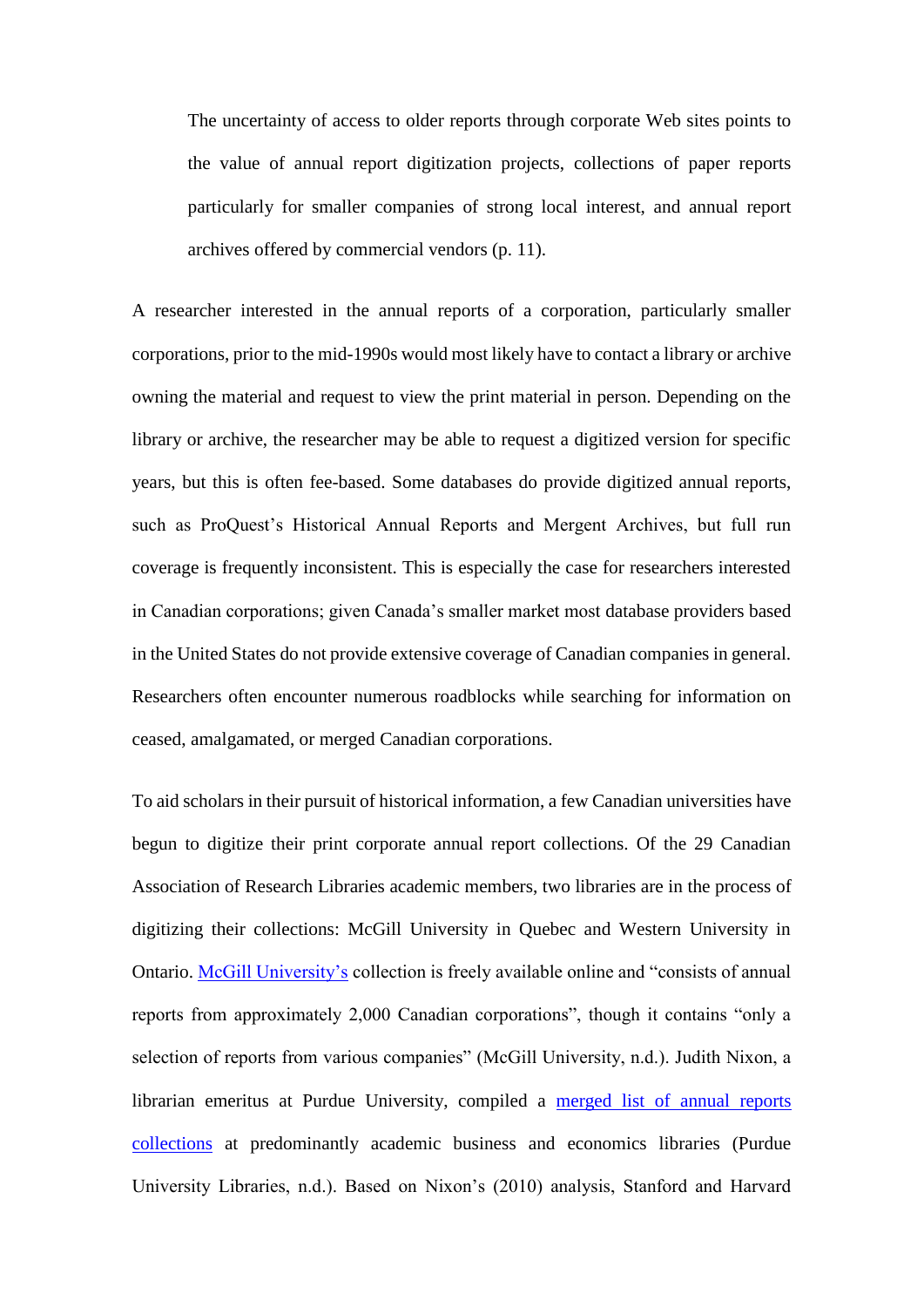> The uncertainty of access to older reports through corporate Web sites points to the value of annual report digitization projects, collections of paper reports particularly for smaller companies of strong local interest, and annual report archives offered by commercial vendors (p. 11).

A researcher interested in the annual reports of a corporation, particularly smaller corporations, prior to the mid-1990s would most likely have to contact a library or archive owning the material and request to view the print material in person. Depending on the library or archive, the researcher may be able to request a digitized version for specific years, but this is often fee-based. Some databases do provide digitized annual reports, such as ProQuest's Historical Annual Reports and Mergent Archives, but full run coverage is frequently inconsistent. This is especially the case for researchers interested in Canadian corporations; given Canada's smaller market most database providers based in the United States do not provide extensive coverage of Canadian companies in general. Researchers often encounter numerous roadblocks while searching for information on ceased, amalgamated, or merged Canadian corporations.

To aid scholars in their pursuit of historical information, a few Canadian universities have begun to digitize their print corporate annual report collections. Of the 29 Canadian Association of Research Libraries academic members, two libraries are in the process of digitizing their collections: McGill University in Quebec and Western University in Ontario. McGill University's collection is freely available online and "consists of annual reports from approximately 2,000 Canadian corporations", though it contains "only a selection of reports from various companies" (McGill University, n.d.). Judith Nixon, a librarian emeritus at Purdue University, compiled a merged list of annual reports collections at predominantly academic business and economics libraries (Purdue University Libraries, n.d.). Based on Nixon's (2010) analysis, Stanford and Harvard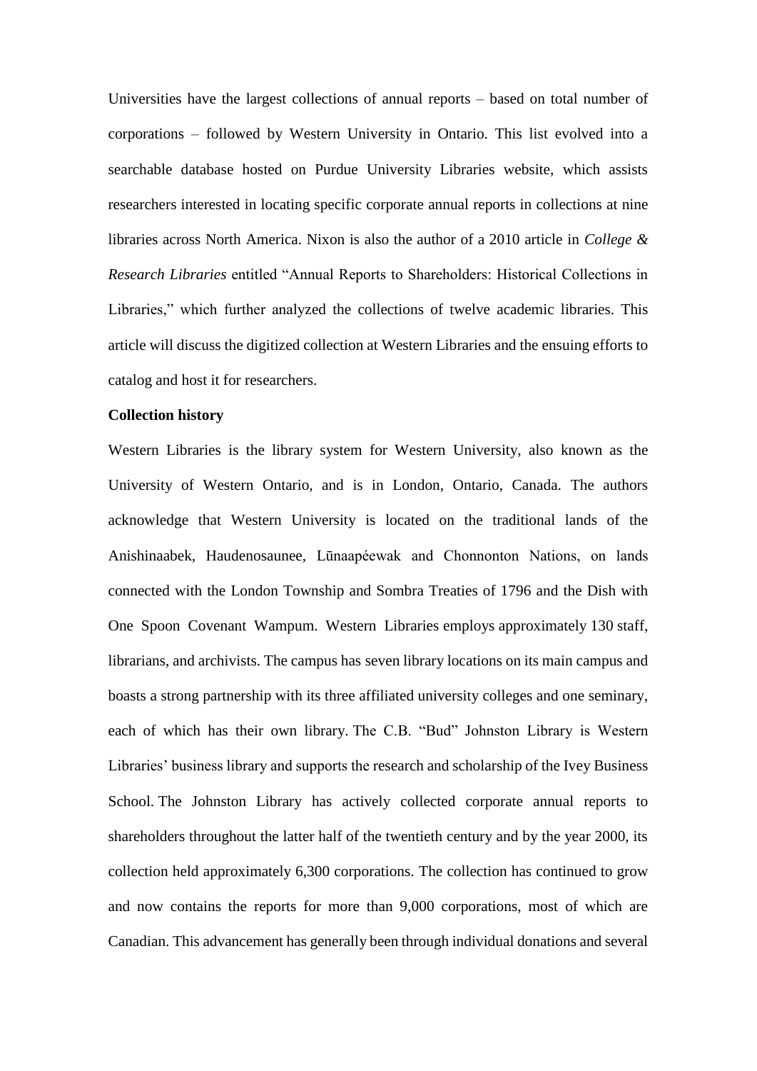Universities have the largest collections of annual reports – based on total number of corporations – followed by Western University in Ontario. This list evolved into a searchable database hosted on Purdue University Libraries website, which assists researchers interested in locating specific corporate annual reports in collections at nine libraries across North America. Nixon is also the author of a 2010 article in *College & Research Libraries* entitled "Annual Reports to Shareholders: Historical Collections in Libraries," which further analyzed the collections of twelve academic libraries. This article will discuss the digitized collection at Western Libraries and the ensuing efforts to catalog and host it for researchers.

**Collection history**

Western Libraries is the library system for Western University, also known as the University of Western Ontario, and is in London, Ontario, Canada. The authors acknowledge that Western University is located on the traditional lands of the Anishinaabek, Haudenosaunee, Lūnaapéewak and Chonnonton Nations, on lands connected with the London Township and Sombra Treaties of 1796 and the Dish with One Spoon Covenant Wampum. Western Libraries employs approximately 130 staff, librarians, and archivists. The campus has seven library locations on its main campus and boasts a strong partnership with its three affiliated university colleges and one seminary, each of which has their own library. The C.B. "Bud" Johnston Library is Western Libraries' business library and supports the research and scholarship of the Ivey Business School. The Johnston Library has actively collected corporate annual reports to shareholders throughout the latter half of the twentieth century and by the year 2000, its collection held approximately 6,300 corporations. The collection has continued to grow and now contains the reports for more than 9,000 corporations, most of which are Canadian. This advancement has generally been through individual donations and several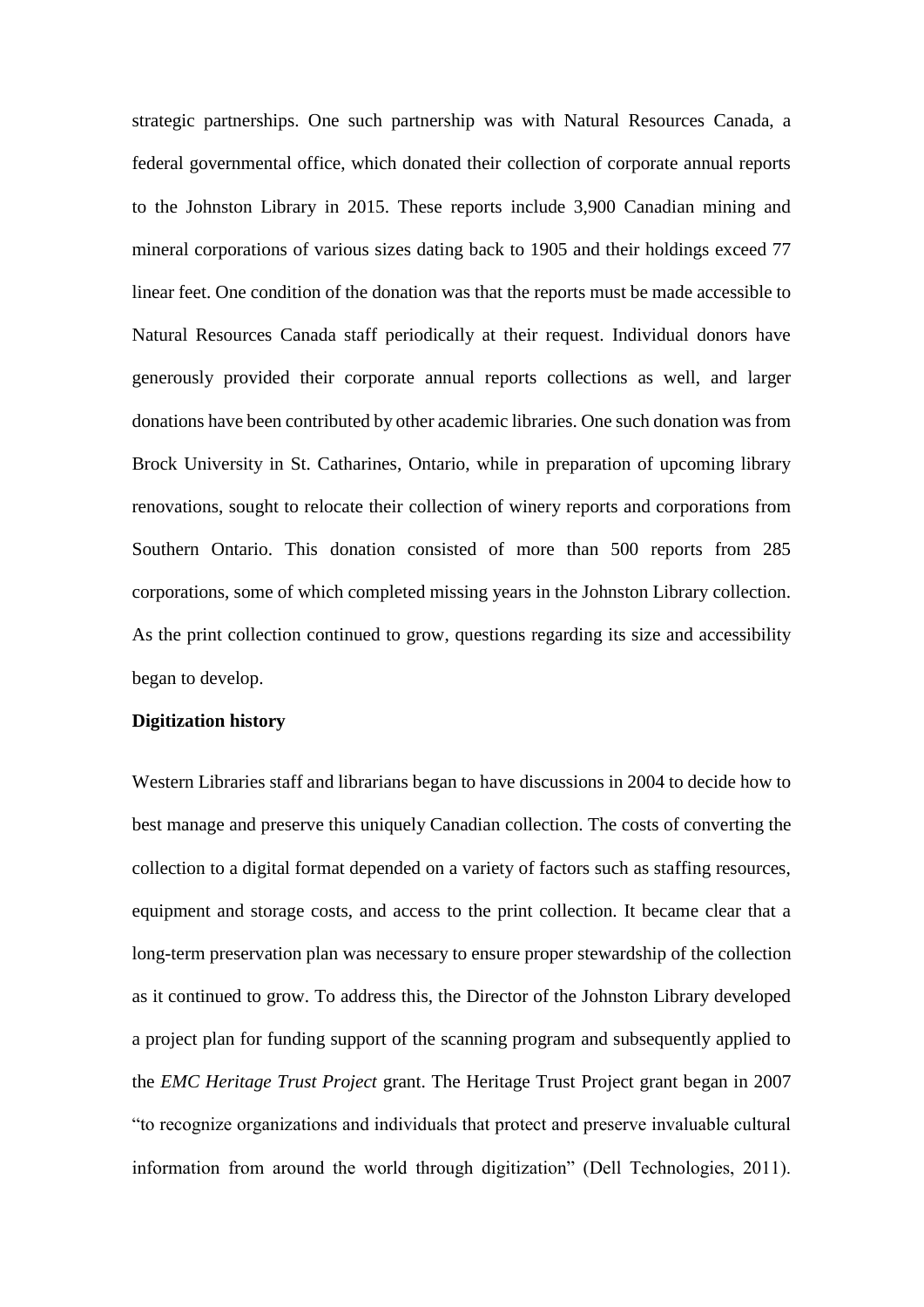strategic partnerships. One such partnership was with Natural Resources Canada, a federal governmental office, which donated their collection of corporate annual reports to the Johnston Library in 2015. These reports include 3,900 Canadian mining and mineral corporations of various sizes dating back to 1905 and their holdings exceed 77 linear feet. One condition of the donation was that the reports must be made accessible to Natural Resources Canada staff periodically at their request. Individual donors have generously provided their corporate annual reports collections as well, and larger donations have been contributed by other academic libraries. One such donation was from Brock University in St. Catharines, Ontario, while in preparation of upcoming library renovations, sought to relocate their collection of winery reports and corporations from Southern Ontario. This donation consisted of more than 500 reports from 285 corporations, some of which completed missing years in the Johnston Library collection. As the print collection continued to grow, questions regarding its size and accessibility began to develop.

**Digitization history**

Western Libraries staff and librarians began to have discussions in 2004 to decide how to best manage and preserve this uniquely Canadian collection. The costs of converting the collection to a digital format depended on a variety of factors such as staffing resources, equipment and storage costs, and access to the print collection. It became clear that a long-term preservation plan was necessary to ensure proper stewardship of the collection as it continued to grow. To address this, the Director of the Johnston Library developed a project plan for funding support of the scanning program and subsequently applied to the *EMC Heritage Trust Project* grant. The Heritage Trust Project grant began in 2007 "to recognize organizations and individuals that protect and preserve invaluable cultural information from around the world through digitization" (Dell Technologies, 2011).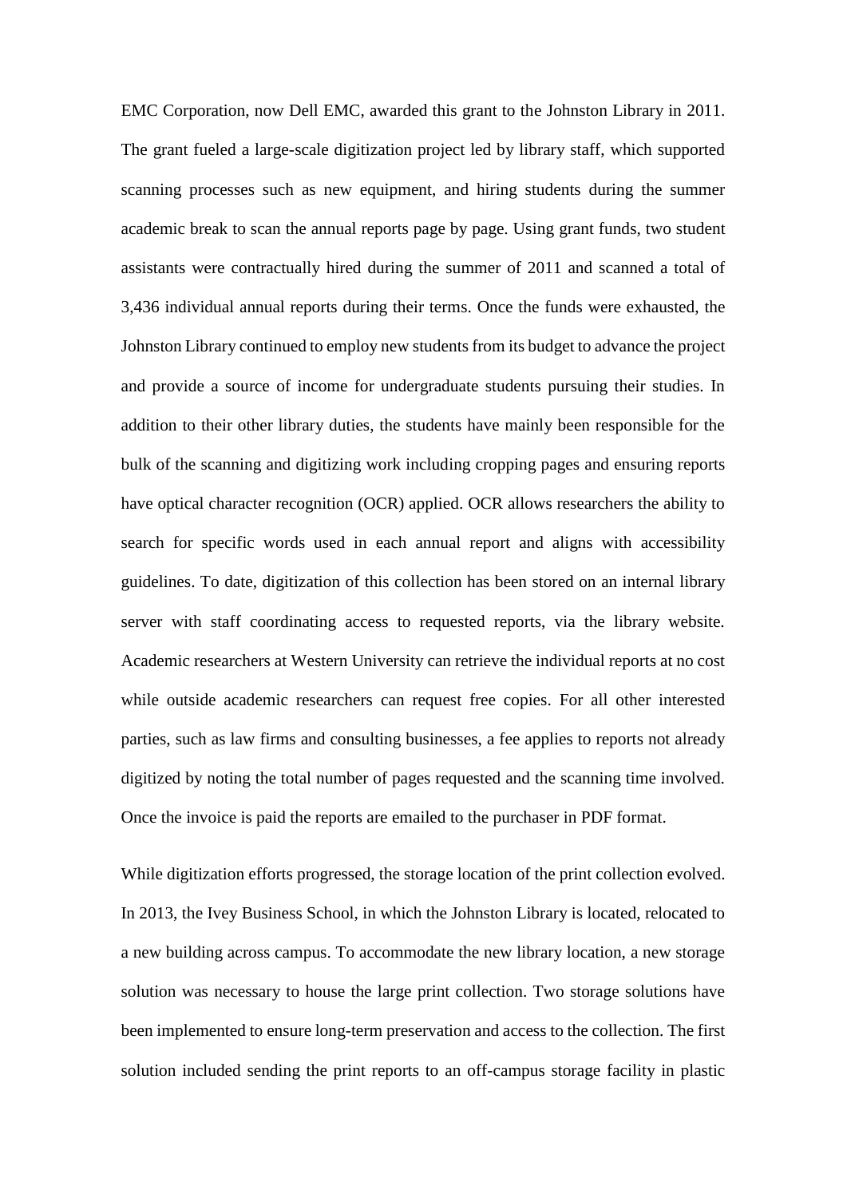EMC Corporation, now Dell EMC, awarded this grant to the Johnston Library in 2011. The grant fueled a large-scale digitization project led by library staff, which supported scanning processes such as new equipment, and hiring students during the summer academic break to scan the annual reports page by page. Using grant funds, two student assistants were contractually hired during the summer of 2011 and scanned a total of 3,436 individual annual reports during their terms. Once the funds were exhausted, the Johnston Library continued to employ new students from its budget to advance the project and provide a source of income for undergraduate students pursuing their studies. In addition to their other library duties, the students have mainly been responsible for the bulk of the scanning and digitizing work including cropping pages and ensuring reports have optical character recognition (OCR) applied. OCR allows researchers the ability to search for specific words used in each annual report and aligns with accessibility guidelines. To date, digitization of this collection has been stored on an internal library server with staff coordinating access to requested reports, via the library website. Academic researchers at Western University can retrieve the individual reports at no cost while outside academic researchers can request free copies. For all other interested parties, such as law firms and consulting businesses, a fee applies to reports not already digitized by noting the total number of pages requested and the scanning time involved. Once the invoice is paid the reports are emailed to the purchaser in PDF format.

While digitization efforts progressed, the storage location of the print collection evolved. In 2013, the Ivey Business School, in which the Johnston Library is located, relocated to a new building across campus. To accommodate the new library location, a new storage solution was necessary to house the large print collection. Two storage solutions have been implemented to ensure long-term preservation and access to the collection. The first solution included sending the print reports to an off-campus storage facility in plastic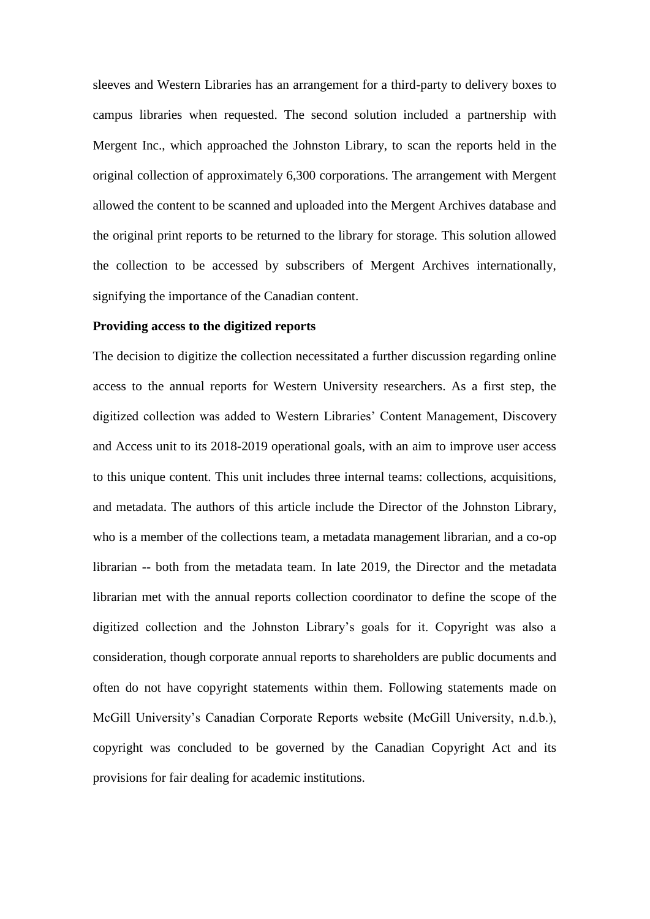sleeves and Western Libraries has an arrangement for a third-party to delivery boxes to campus libraries when requested. The second solution included a partnership with Mergent Inc., which approached the Johnston Library, to scan the reports held in the original collection of approximately 6,300 corporations. The arrangement with Mergent allowed the content to be scanned and uploaded into the Mergent Archives database and the original print reports to be returned to the library for storage. This solution allowed the collection to be accessed by subscribers of Mergent Archives internationally, signifying the importance of the Canadian content.

**Providing access to the digitized reports**

The decision to digitize the collection necessitated a further discussion regarding online access to the annual reports for Western University researchers. As a first step, the digitized collection was added to Western Libraries' Content Management, Discovery and Access unit to its 2018-2019 operational goals, with an aim to improve user access to this unique content. This unit includes three internal teams: collections, acquisitions, and metadata. The authors of this article include the Director of the Johnston Library, who is a member of the collections team, a metadata management librarian, and a co-op librarian -- both from the metadata team. In late 2019, the Director and the metadata librarian met with the annual reports collection coordinator to define the scope of the digitized collection and the Johnston Library's goals for it. Copyright was also a consideration, though corporate annual reports to shareholders are public documents and often do not have copyright statements within them. Following statements made on McGill University's Canadian Corporate Reports website (McGill University, n.d.b.), copyright was concluded to be governed by the Canadian Copyright Act and its provisions for fair dealing for academic institutions.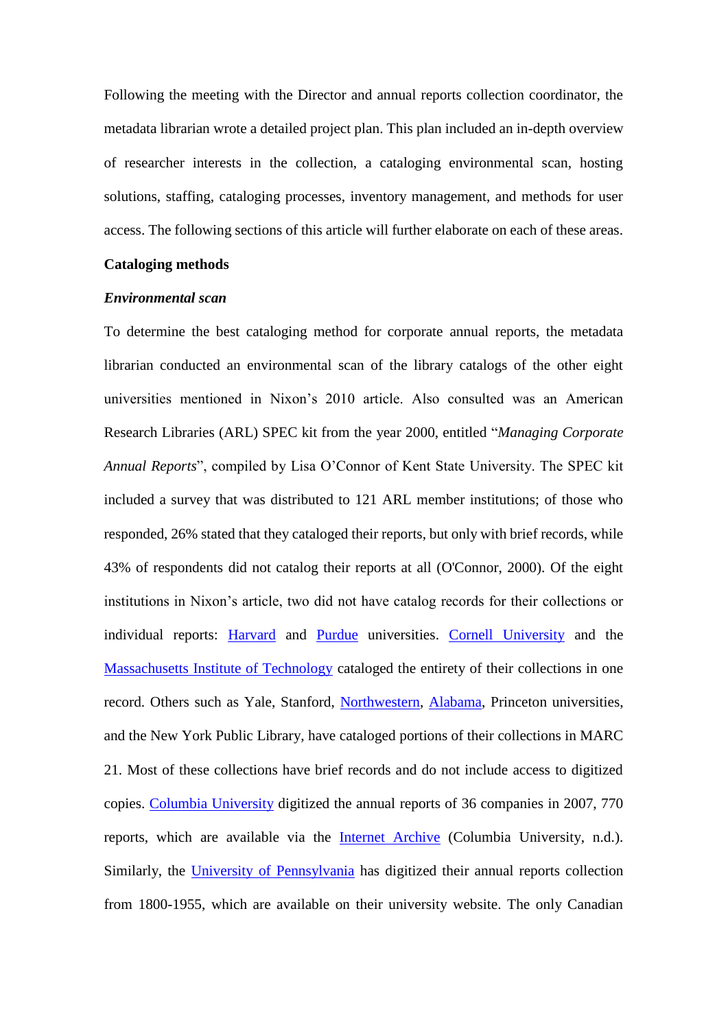Following the meeting with the Director and annual reports collection coordinator, the metadata librarian wrote a detailed project plan. This plan included an in-depth overview of researcher interests in the collection, a cataloging environmental scan, hosting solutions, staffing, cataloging processes, inventory management, and methods for user access. The following sections of this article will further elaborate on each of these areas.

## Cataloging methods

### *Environmental scan*

To determine the best cataloging method for corporate annual reports, the metadata librarian conducted an environmental scan of the library catalogs of the other eight universities mentioned in Nixon's 2010 article. Also consulted was an American Research Libraries (ARL) SPEC kit from the year 2000, entitled "*Managing Corporate Annual Reports*", compiled by Lisa O'Connor of Kent State University. The SPEC kit included a survey that was distributed to 121 ARL member institutions; of those who responded, 26% stated that they cataloged their reports, but only with brief records, while 43% of respondents did not catalog their reports at all (O'Connor, 2000). Of the eight institutions in Nixon's article, two did not have catalog records for their collections or individual reports: Harvard and Purdue universities. Cornell University and the Massachusetts Institute of Technology cataloged the entirety of their collections in one record. Others such as Yale, Stanford, Northwestern, Alabama, Princeton universities, and the New York Public Library, have cataloged portions of their collections in MARC 21. Most of these collections have brief records and do not include access to digitized copies. Columbia University digitized the annual reports of 36 companies in 2007, 770 reports, which are available via the Internet Archive (Columbia University, n.d.). Similarly, the University of Pennsylvania has digitized their annual reports collection from 1800-1955, which are available on their university website. The only Canadian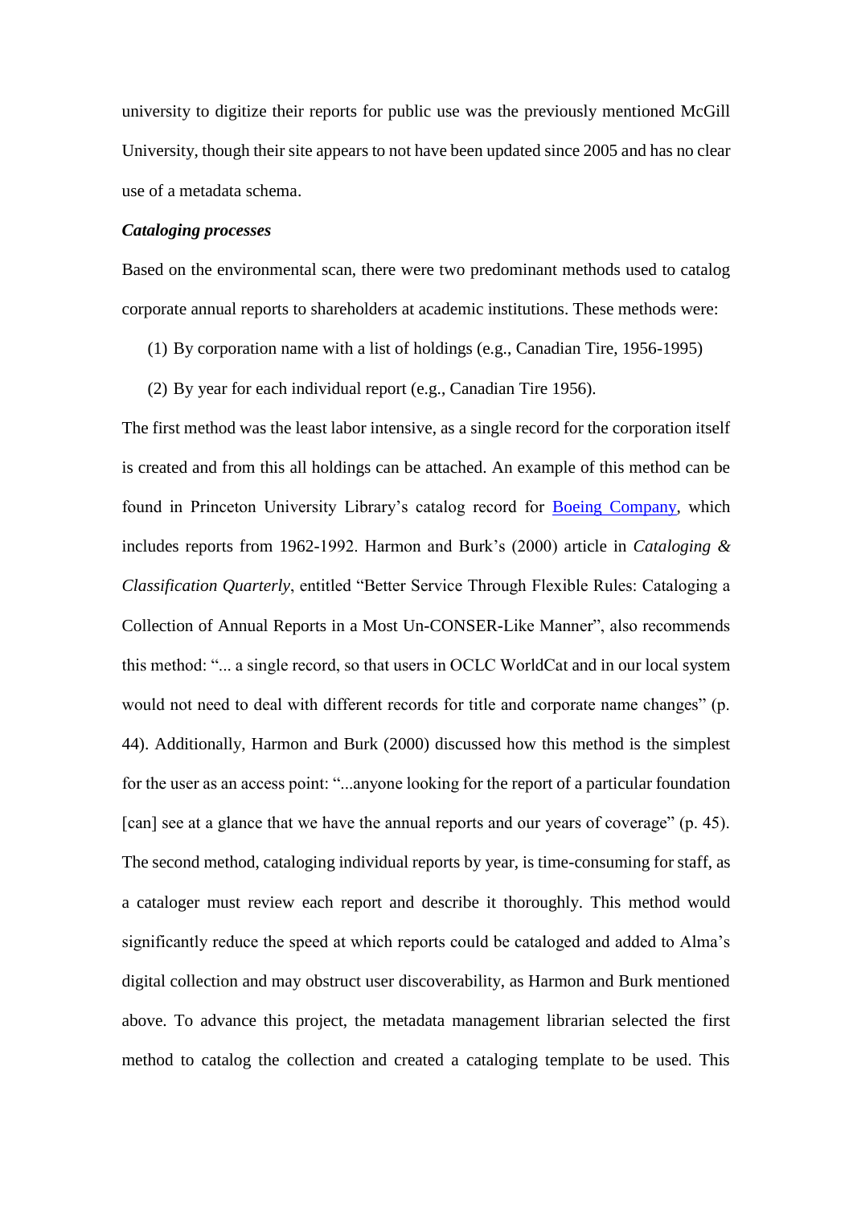university to digitize their reports for public use was the previously mentioned McGill University, though their site appears to not have been updated since 2005 and has no clear use of a metadata schema.

***Cataloging processes***

Based on the environmental scan, there were two predominant methods used to catalog corporate annual reports to shareholders at academic institutions. These methods were:

(1) By corporation name with a list of holdings (e.g., Canadian Tire, 1956-1995)

(2) By year for each individual report (e.g., Canadian Tire 1956).

The first method was the least labor intensive, as a single record for the corporation itself is created and from this all holdings can be attached. An example of this method can be found in Princeton University Library's catalog record for Boeing Company, which includes reports from 1962-1992. Harmon and Burk's (2000) article in *Cataloging & Classification Quarterly*, entitled "Better Service Through Flexible Rules: Cataloging a Collection of Annual Reports in a Most Un-CONSER-Like Manner", also recommends this method: "... a single record, so that users in OCLC WorldCat and in our local system would not need to deal with different records for title and corporate name changes" (p. 44). Additionally, Harmon and Burk (2000) discussed how this method is the simplest for the user as an access point: "...anyone looking for the report of a particular foundation [can] see at a glance that we have the annual reports and our years of coverage" (p. 45). The second method, cataloging individual reports by year, is time-consuming for staff, as a cataloger must review each report and describe it thoroughly. This method would significantly reduce the speed at which reports could be cataloged and added to Alma's digital collection and may obstruct user discoverability, as Harmon and Burk mentioned above. To advance this project, the metadata management librarian selected the first method to catalog the collection and created a cataloging template to be used. This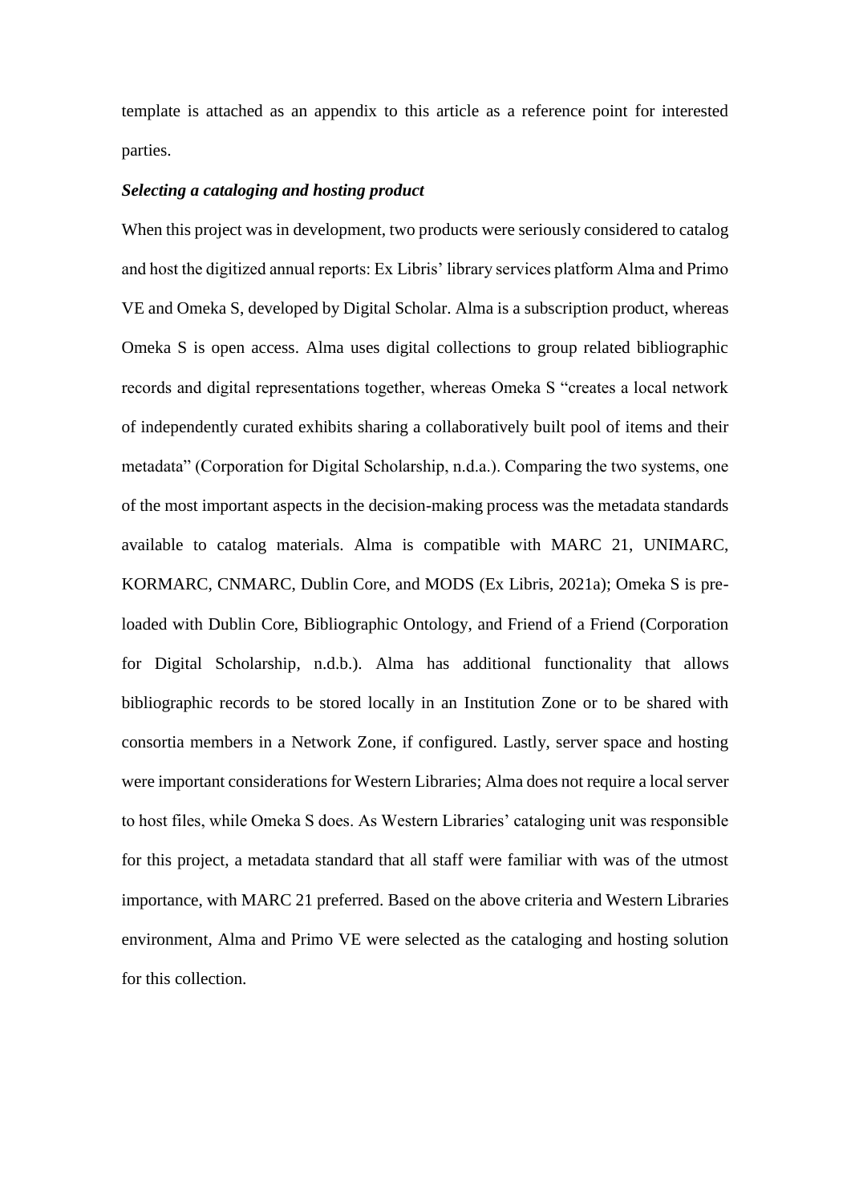template is attached as an appendix to this article as a reference point for interested parties.

***Selecting a cataloging and hosting product***

When this project was in development, two products were seriously considered to catalog and host the digitized annual reports: Ex Libris' library services platform Alma and Primo VE and Omeka S, developed by Digital Scholar. Alma is a subscription product, whereas Omeka S is open access. Alma uses digital collections to group related bibliographic records and digital representations together, whereas Omeka S "creates a local network of independently curated exhibits sharing a collaboratively built pool of items and their metadata" (Corporation for Digital Scholarship, n.d.a.). Comparing the two systems, one of the most important aspects in the decision-making process was the metadata standards available to catalog materials. Alma is compatible with MARC 21, UNIMARC, KORMARC, CNMARC, Dublin Core, and MODS (Ex Libris, 2021a); Omeka S is pre-loaded with Dublin Core, Bibliographic Ontology, and Friend of a Friend (Corporation for Digital Scholarship, n.d.b.). Alma has additional functionality that allows bibliographic records to be stored locally in an Institution Zone or to be shared with consortia members in a Network Zone, if configured. Lastly, server space and hosting were important considerations for Western Libraries; Alma does not require a local server to host files, while Omeka S does. As Western Libraries' cataloging unit was responsible for this project, a metadata standard that all staff were familiar with was of the utmost importance, with MARC 21 preferred. Based on the above criteria and Western Libraries environment, Alma and Primo VE were selected as the cataloging and hosting solution for this collection.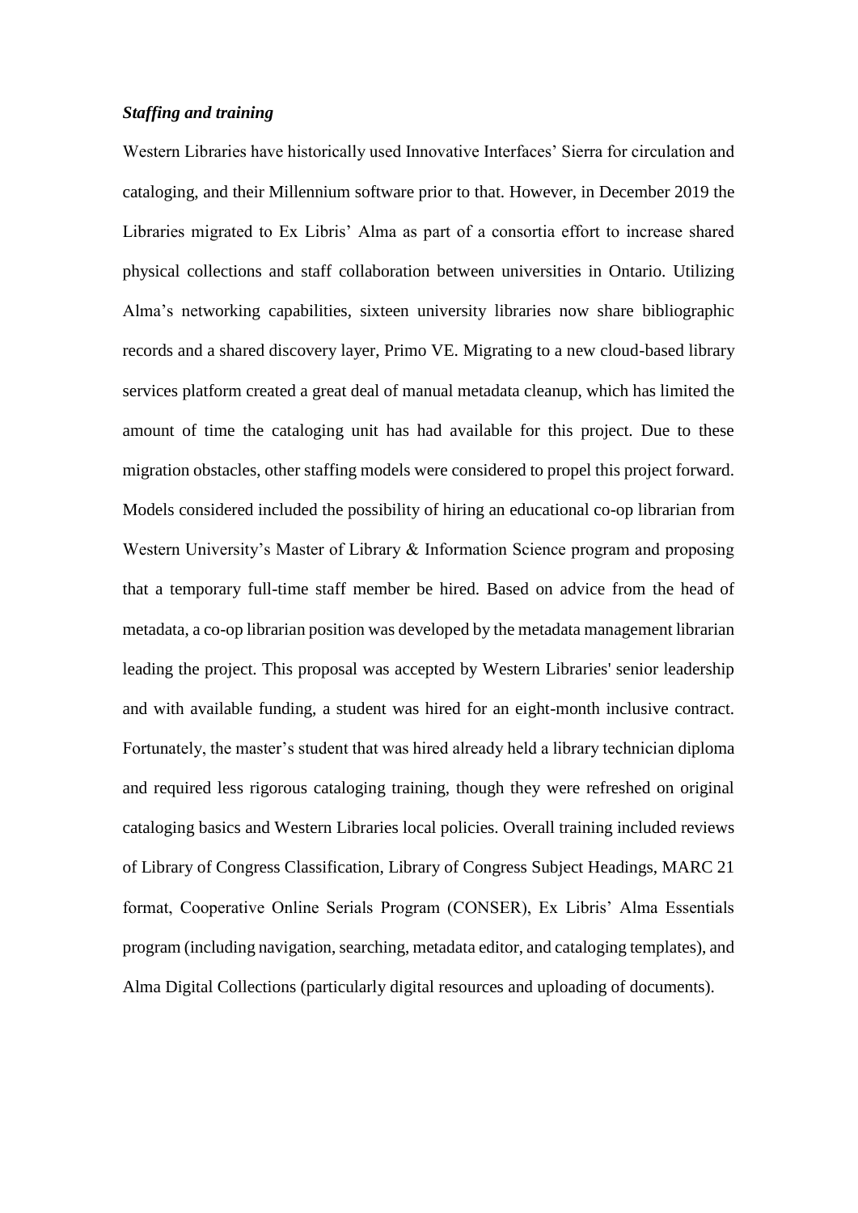### *Staffing and training*

Western Libraries have historically used Innovative Interfaces' Sierra for circulation and cataloging, and their Millennium software prior to that. However, in December 2019 the Libraries migrated to Ex Libris' Alma as part of a consortia effort to increase shared physical collections and staff collaboration between universities in Ontario. Utilizing Alma's networking capabilities, sixteen university libraries now share bibliographic records and a shared discovery layer, Primo VE. Migrating to a new cloud-based library services platform created a great deal of manual metadata cleanup, which has limited the amount of time the cataloging unit has had available for this project. Due to these migration obstacles, other staffing models were considered to propel this project forward. Models considered included the possibility of hiring an educational co-op librarian from Western University's Master of Library & Information Science program and proposing that a temporary full-time staff member be hired. Based on advice from the head of metadata, a co-op librarian position was developed by the metadata management librarian leading the project. This proposal was accepted by Western Libraries' senior leadership and with available funding, a student was hired for an eight-month inclusive contract. Fortunately, the master's student that was hired already held a library technician diploma and required less rigorous cataloging training, though they were refreshed on original cataloging basics and Western Libraries local policies. Overall training included reviews of Library of Congress Classification, Library of Congress Subject Headings, MARC 21 format, Cooperative Online Serials Program (CONSER), Ex Libris' Alma Essentials program (including navigation, searching, metadata editor, and cataloging templates), and Alma Digital Collections (particularly digital resources and uploading of documents).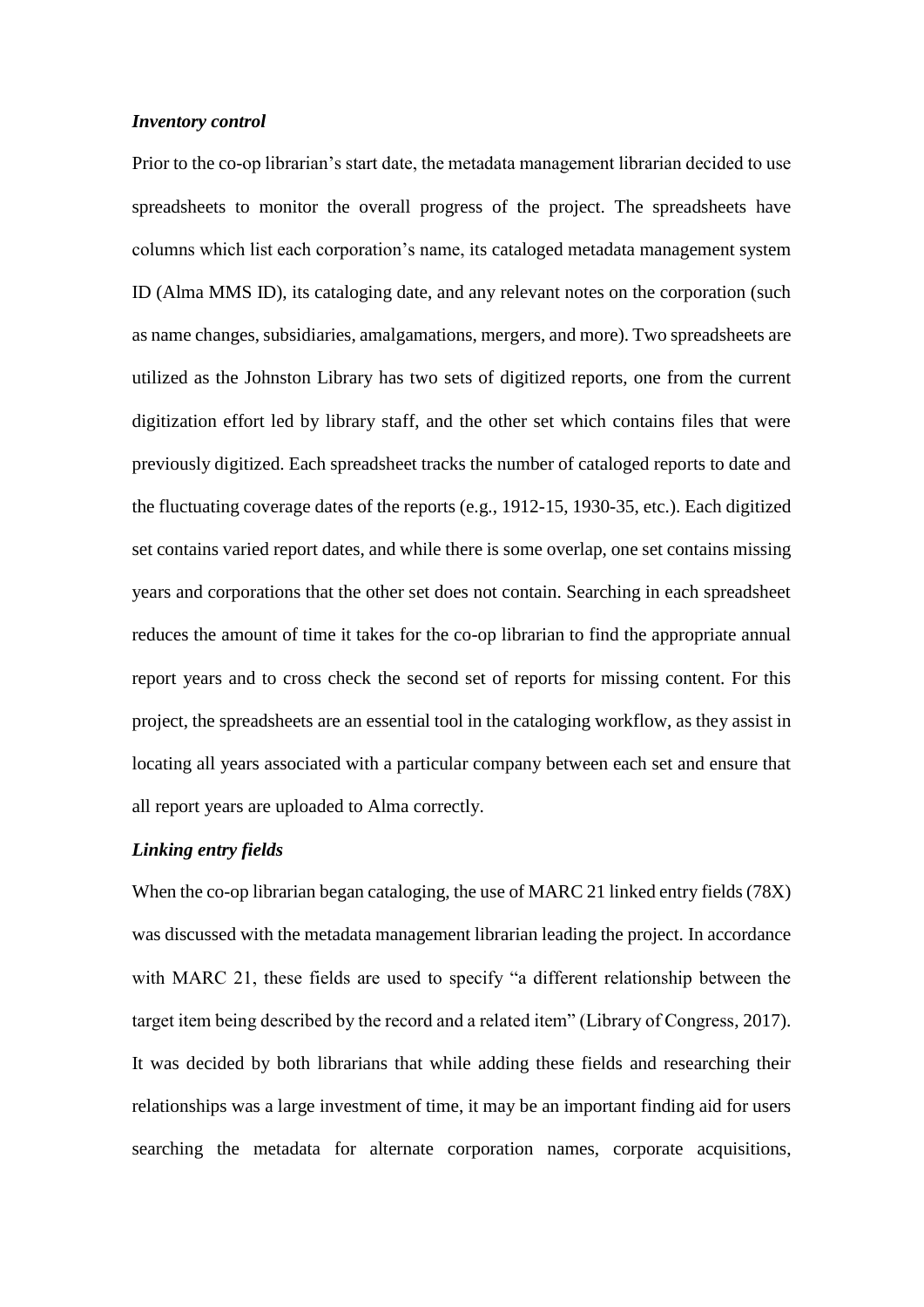***Inventory control***

Prior to the co-op librarian's start date, the metadata management librarian decided to use spreadsheets to monitor the overall progress of the project. The spreadsheets have columns which list each corporation's name, its cataloged metadata management system ID (Alma MMS ID), its cataloging date, and any relevant notes on the corporation (such as name changes, subsidiaries, amalgamations, mergers, and more). Two spreadsheets are utilized as the Johnston Library has two sets of digitized reports, one from the current digitization effort led by library staff, and the other set which contains files that were previously digitized. Each spreadsheet tracks the number of cataloged reports to date and the fluctuating coverage dates of the reports (e.g., 1912-15, 1930-35, etc.). Each digitized set contains varied report dates, and while there is some overlap, one set contains missing years and corporations that the other set does not contain. Searching in each spreadsheet reduces the amount of time it takes for the co-op librarian to find the appropriate annual report years and to cross check the second set of reports for missing content. For this project, the spreadsheets are an essential tool in the cataloging workflow, as they assist in locating all years associated with a particular company between each set and ensure that all report years are uploaded to Alma correctly.

***Linking entry fields***

When the co-op librarian began cataloging, the use of MARC 21 linked entry fields (78X) was discussed with the metadata management librarian leading the project. In accordance with MARC 21, these fields are used to specify "a different relationship between the target item being described by the record and a related item" (Library of Congress, 2017). It was decided by both librarians that while adding these fields and researching their relationships was a large investment of time, it may be an important finding aid for users searching the metadata for alternate corporation names, corporate acquisitions,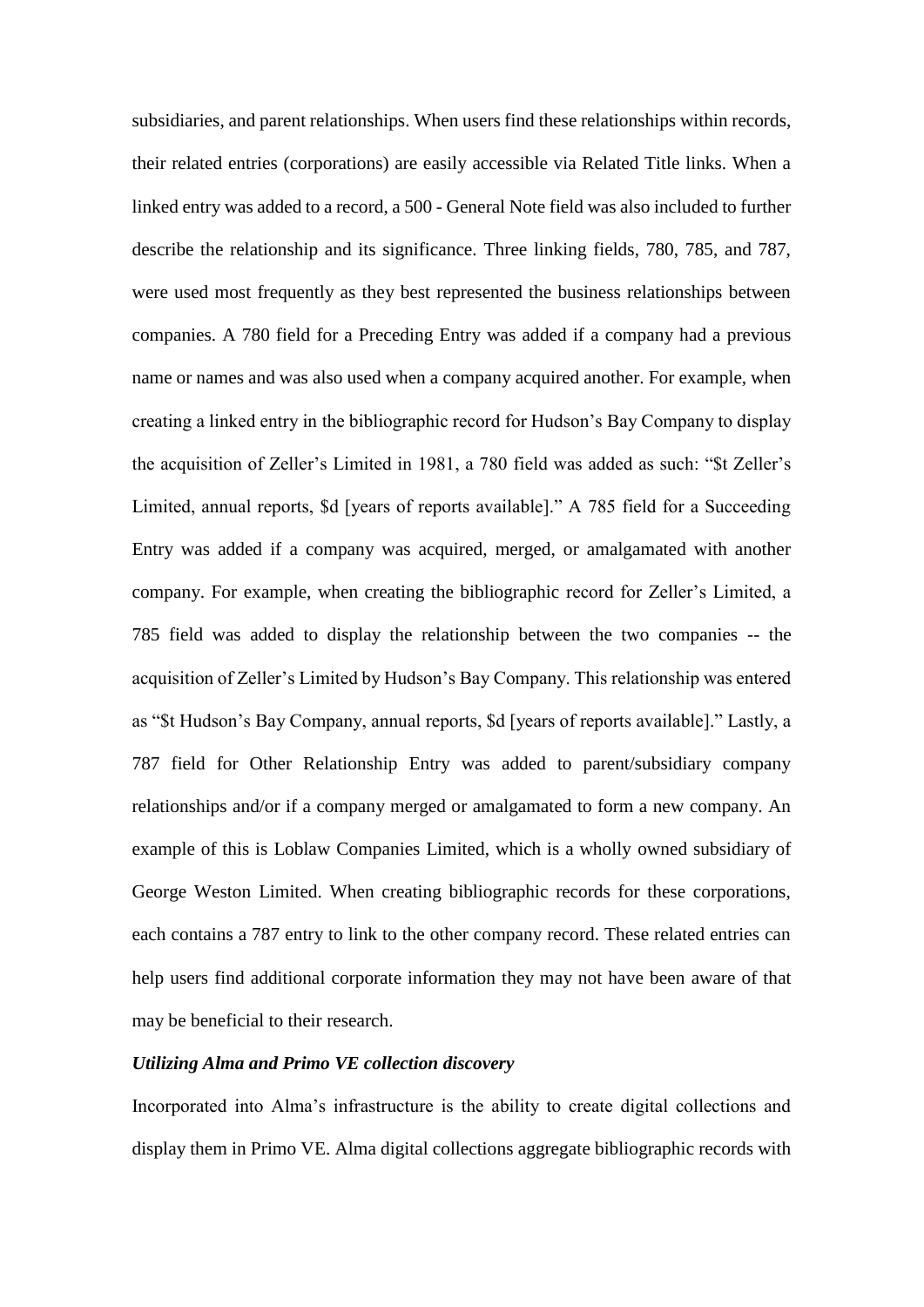subsidiaries, and parent relationships. When users find these relationships within records, their related entries (corporations) are easily accessible via Related Title links. When a linked entry was added to a record, a 500 - General Note field was also included to further describe the relationship and its significance. Three linking fields, 780, 785, and 787, were used most frequently as they best represented the business relationships between companies. A 780 field for a Preceding Entry was added if a company had a previous name or names and was also used when a company acquired another. For example, when creating a linked entry in the bibliographic record for Hudson's Bay Company to display the acquisition of Zeller's Limited in 1981, a 780 field was added as such: "$t Zeller's Limited, annual reports, $d [years of reports available]." A 785 field for a Succeeding Entry was added if a company was acquired, merged, or amalgamated with another company. For example, when creating the bibliographic record for Zeller's Limited, a 785 field was added to display the relationship between the two companies -- the acquisition of Zeller's Limited by Hudson's Bay Company. This relationship was entered as "$t Hudson's Bay Company, annual reports, $d [years of reports available]." Lastly, a 787 field for Other Relationship Entry was added to parent/subsidiary company relationships and/or if a company merged or amalgamated to form a new company. An example of this is Loblaw Companies Limited, which is a wholly owned subsidiary of George Weston Limited. When creating bibliographic records for these corporations, each contains a 787 entry to link to the other company record. These related entries can help users find additional corporate information they may not have been aware of that may be beneficial to their research.

***Utilizing Alma and Primo VE collection discovery***

Incorporated into Alma's infrastructure is the ability to create digital collections and display them in Primo VE. Alma digital collections aggregate bibliographic records with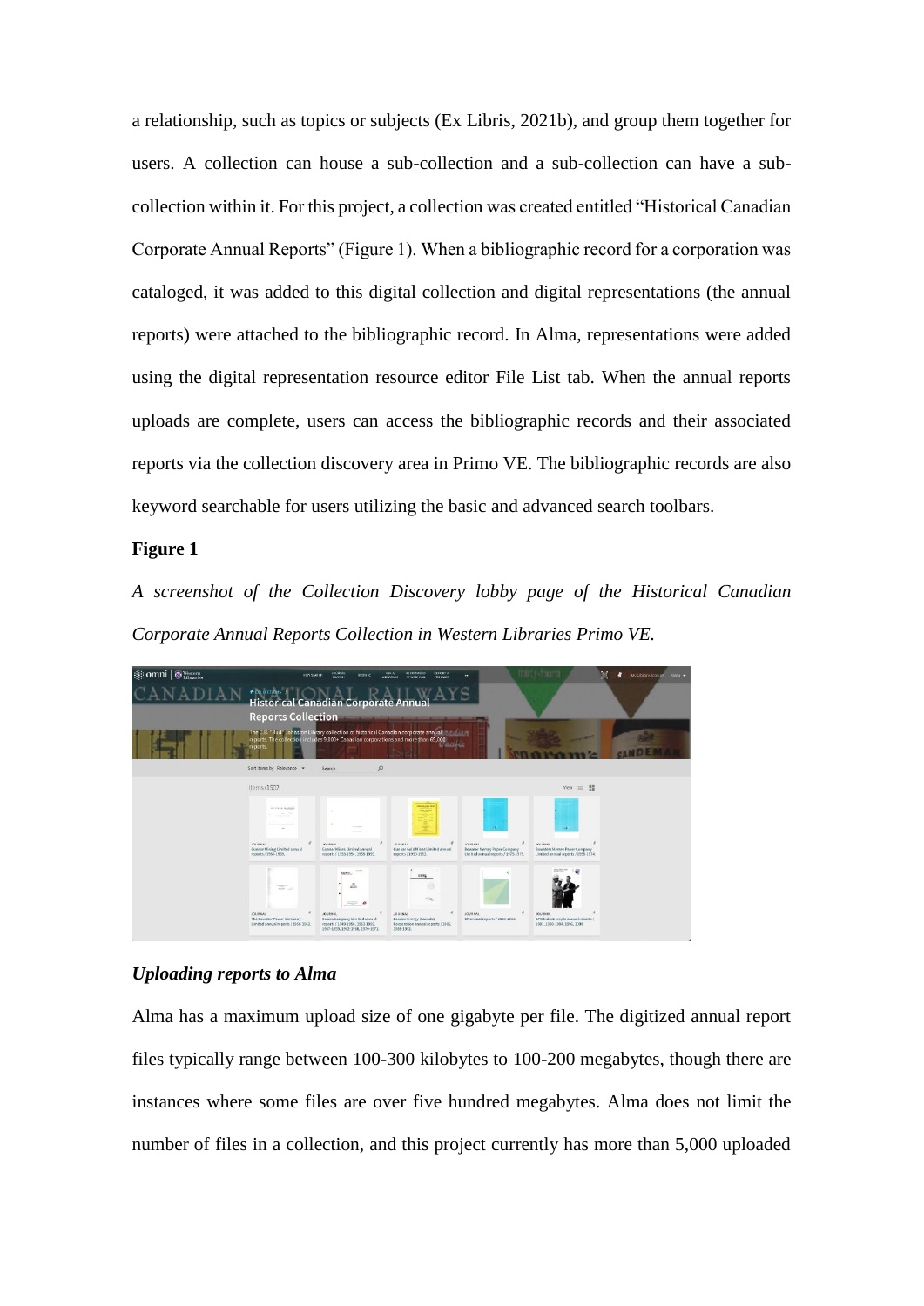a relationship, such as topics or subjects (Ex Libris, 2021b), and group them together for users. A collection can house a sub-collection and a sub-collection can have a sub-collection within it. For this project, a collection was created entitled "Historical Canadian Corporate Annual Reports" (Figure 1). When a bibliographic record for a corporation was cataloged, it was added to this digital collection and digital representations (the annual reports) were attached to the bibliographic record. In Alma, representations were added using the digital representation resource editor File List tab. When the annual reports uploads are complete, users can access the bibliographic records and their associated reports via the collection discovery area in Primo VE. The bibliographic records are also keyword searchable for users utilizing the basic and advanced search toolbars.

**Figure 1**

*A screenshot of the Collection Discovery lobby page of the Historical Canadian Corporate Annual Reports Collection in Western Libraries Primo VE.*

***Uploading reports to Alma***

Alma has a maximum upload size of one gigabyte per file. The digitized annual report files typically range between 100-300 kilobytes to 100-200 megabytes, though there are instances where some files are over five hundred megabytes. Alma does not limit the number of files in a collection, and this project currently has more than 5,000 uploaded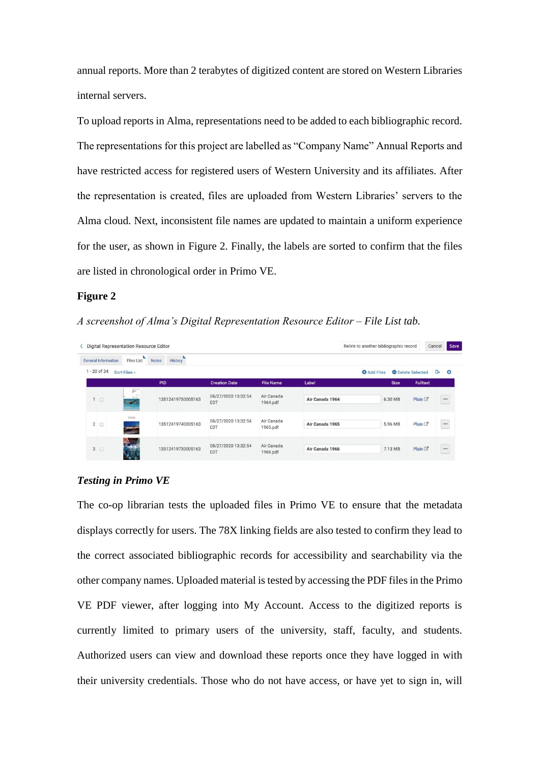annual reports. More than 2 terabytes of digitized content are stored on Western Libraries internal servers.

To upload reports in Alma, representations need to be added to each bibliographic record. The representations for this project are labelled as "Company Name" Annual Reports and have restricted access for registered users of Western University and its affiliates. After the representation is created, files are uploaded from Western Libraries' servers to the Alma cloud. Next, inconsistent file names are updated to maintain a uniform experience for the user, as shown in Figure 2. Finally, the labels are sorted to confirm that the files are listed in chronological order in Primo VE.

**Figure 2**

*A screenshot of Alma's Digital Representation Resource Editor – File List tab.*

### *Testing in Primo VE*

The co-op librarian tests the uploaded files in Primo VE to ensure that the metadata displays correctly for users. The 78X linking fields are also tested to confirm they lead to the correct associated bibliographic records for accessibility and searchability via the other company names. Uploaded material is tested by accessing the PDF files in the Primo VE PDF viewer, after logging into My Account. Access to the digitized reports is currently limited to primary users of the university, staff, faculty, and students. Authorized users can view and download these reports once they have logged in with their university credentials. Those who do not have access, or have yet to sign in, will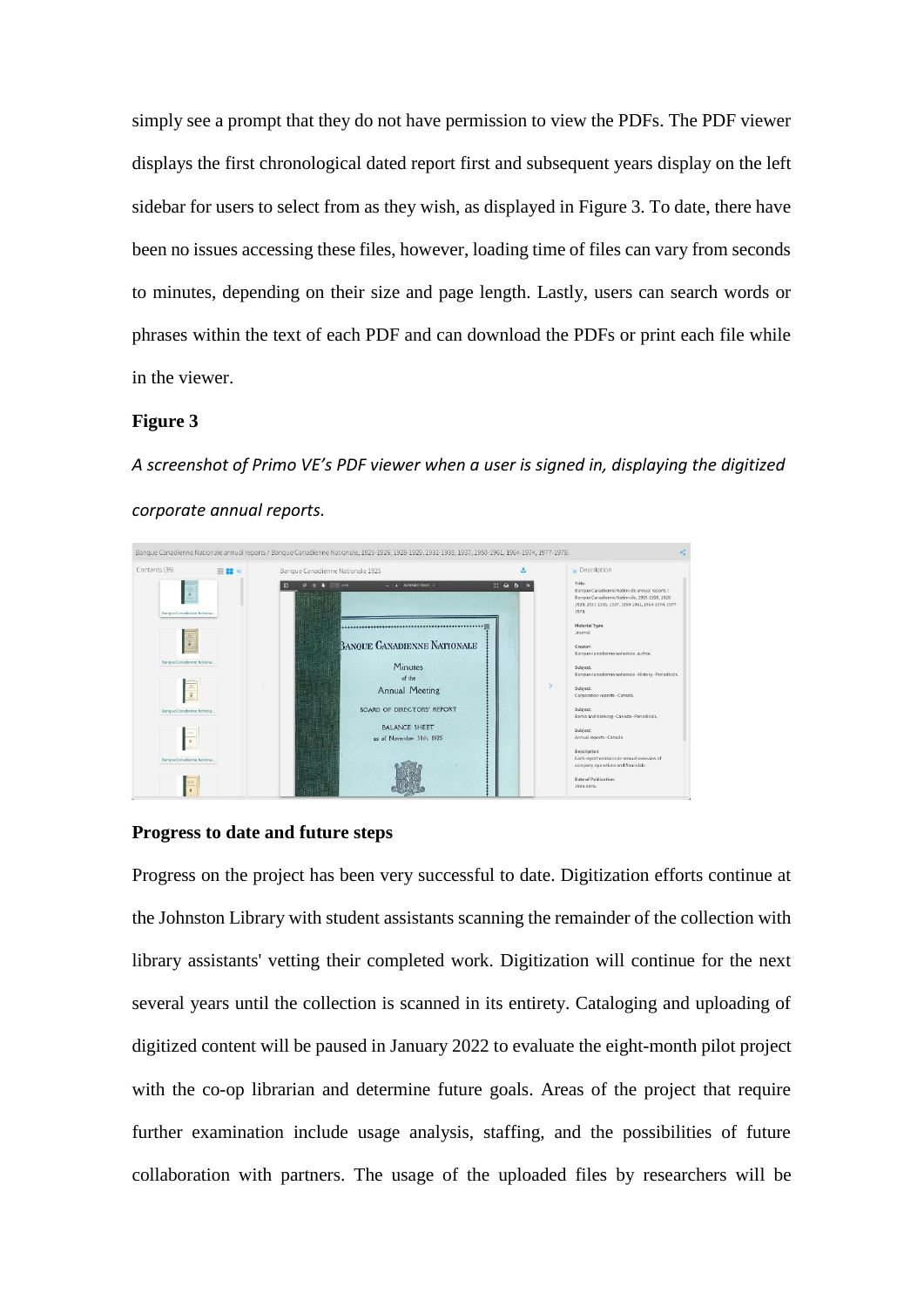simply see a prompt that they do not have permission to view the PDFs. The PDF viewer displays the first chronological dated report first and subsequent years display on the left sidebar for users to select from as they wish, as displayed in Figure 3. To date, there have been no issues accessing these files, however, loading time of files can vary from seconds to minutes, depending on their size and page length. Lastly, users can search words or phrases within the text of each PDF and can download the PDFs or print each file while in the viewer.

**Figure 3**

*A screenshot of Primo VE's PDF viewer when a user is signed in, displaying the digitized corporate annual reports.*

### Progress to date and future steps

Progress on the project has been very successful to date. Digitization efforts continue at the Johnston Library with student assistants scanning the remainder of the collection with library assistants' vetting their completed work. Digitization will continue for the next several years until the collection is scanned in its entirety. Cataloging and uploading of digitized content will be paused in January 2022 to evaluate the eight-month pilot project with the co-op librarian and determine future goals. Areas of the project that require further examination include usage analysis, staffing, and the possibilities of future collaboration with partners. The usage of the uploaded files by researchers will be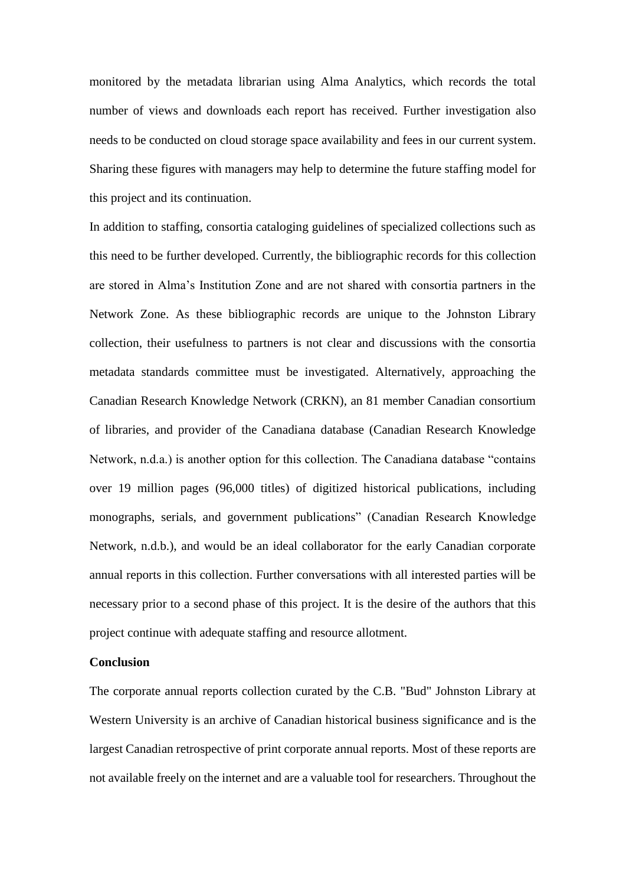monitored by the metadata librarian using Alma Analytics, which records the total number of views and downloads each report has received. Further investigation also needs to be conducted on cloud storage space availability and fees in our current system. Sharing these figures with managers may help to determine the future staffing model for this project and its continuation.

In addition to staffing, consortia cataloging guidelines of specialized collections such as this need to be further developed. Currently, the bibliographic records for this collection are stored in Alma's Institution Zone and are not shared with consortia partners in the Network Zone. As these bibliographic records are unique to the Johnston Library collection, their usefulness to partners is not clear and discussions with the consortia metadata standards committee must be investigated. Alternatively, approaching the Canadian Research Knowledge Network (CRKN), an 81 member Canadian consortium of libraries, and provider of the Canadiana database (Canadian Research Knowledge Network, n.d.a.) is another option for this collection. The Canadiana database "contains over 19 million pages (96,000 titles) of digitized historical publications, including monographs, serials, and government publications" (Canadian Research Knowledge Network, n.d.b.), and would be an ideal collaborator for the early Canadian corporate annual reports in this collection. Further conversations with all interested parties will be necessary prior to a second phase of this project. It is the desire of the authors that this project continue with adequate staffing and resource allotment.

**Conclusion**

The corporate annual reports collection curated by the C.B. "Bud" Johnston Library at Western University is an archive of Canadian historical business significance and is the largest Canadian retrospective of print corporate annual reports. Most of these reports are not available freely on the internet and are a valuable tool for researchers. Throughout the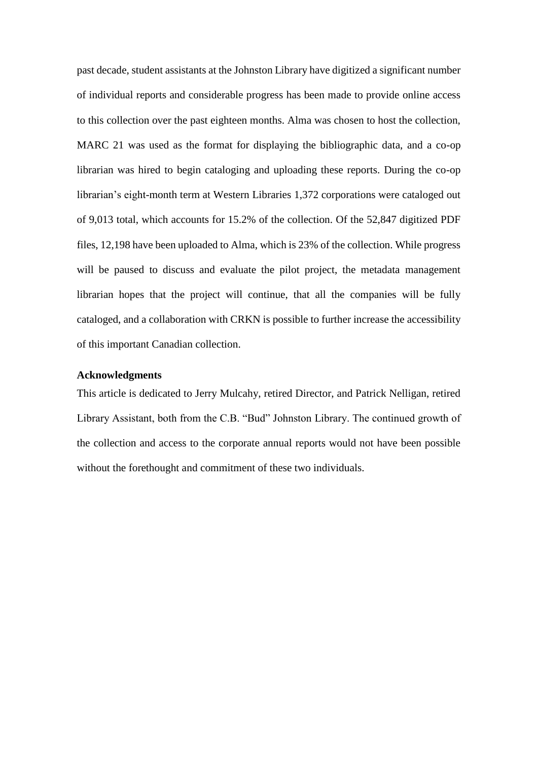past decade, student assistants at the Johnston Library have digitized a significant number of individual reports and considerable progress has been made to provide online access to this collection over the past eighteen months. Alma was chosen to host the collection, MARC 21 was used as the format for displaying the bibliographic data, and a co-op librarian was hired to begin cataloging and uploading these reports. During the co-op librarian's eight-month term at Western Libraries 1,372 corporations were cataloged out of 9,013 total, which accounts for 15.2% of the collection. Of the 52,847 digitized PDF files, 12,198 have been uploaded to Alma, which is 23% of the collection. While progress will be paused to discuss and evaluate the pilot project, the metadata management librarian hopes that the project will continue, that all the companies will be fully cataloged, and a collaboration with CRKN is possible to further increase the accessibility of this important Canadian collection.

### Acknowledgments

This article is dedicated to Jerry Mulcahy, retired Director, and Patrick Nelligan, retired Library Assistant, both from the C.B. "Bud" Johnston Library. The continued growth of the collection and access to the corporate annual reports would not have been possible without the forethought and commitment of these two individuals.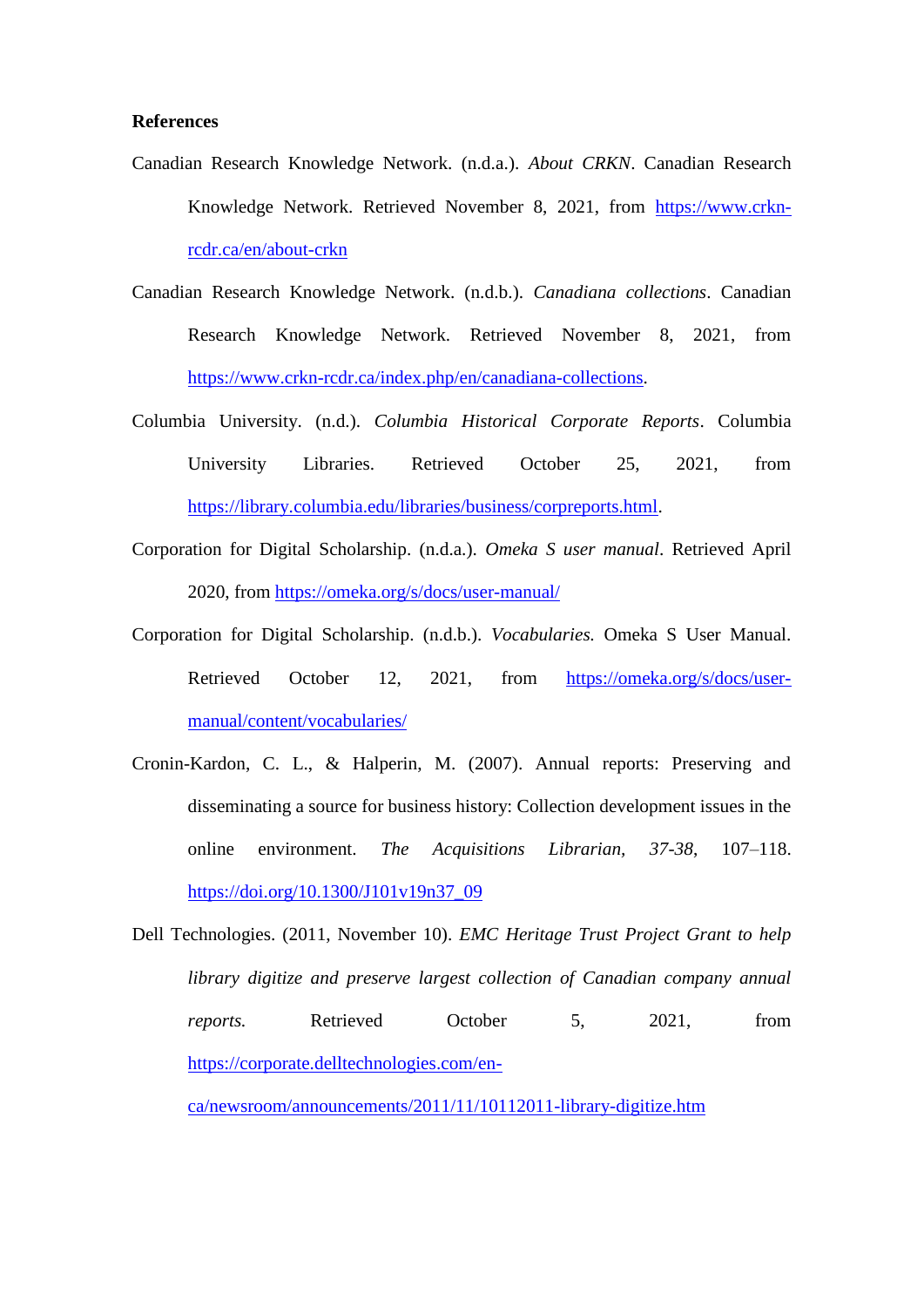**References**

Canadian Research Knowledge Network. (n.d.a.). *About CRKN*. Canadian Research Knowledge Network. Retrieved November 8, 2021, from https://www.crkn-rcdr.ca/en/about-crkn

Canadian Research Knowledge Network. (n.d.b.). *Canadiana collections*. Canadian Research Knowledge Network. Retrieved November 8, 2021, from https://www.crkn-rcdr.ca/index.php/en/canadiana-collections.

Columbia University. (n.d.). *Columbia Historical Corporate Reports*. Columbia University Libraries. Retrieved October 25, 2021, from https://library.columbia.edu/libraries/business/corpreports.html.

Corporation for Digital Scholarship. (n.d.a.). *Omeka S user manual*. Retrieved April 2020, from https://omeka.org/s/docs/user-manual/

Corporation for Digital Scholarship. (n.d.b.). *Vocabularies.* Omeka S User Manual. Retrieved October 12, 2021, from https://omeka.org/s/docs/user-manual/content/vocabularies/

Cronin-Kardon, C. L., & Halperin, M. (2007). Annual reports: Preserving and disseminating a source for business history: Collection development issues in the online environment. *The Acquisitions Librarian*, *37-38*, 107–118. https://doi.org/10.1300/J101v19n37_09

Dell Technologies. (2011, November 10). *EMC Heritage Trust Project Grant to help library digitize and preserve largest collection of Canadian company annual reports.* Retrieved October 5, 2021, from https://corporate.delltechnologies.com/en-ca/newsroom/announcements/2011/11/10112011-library-digitize.htm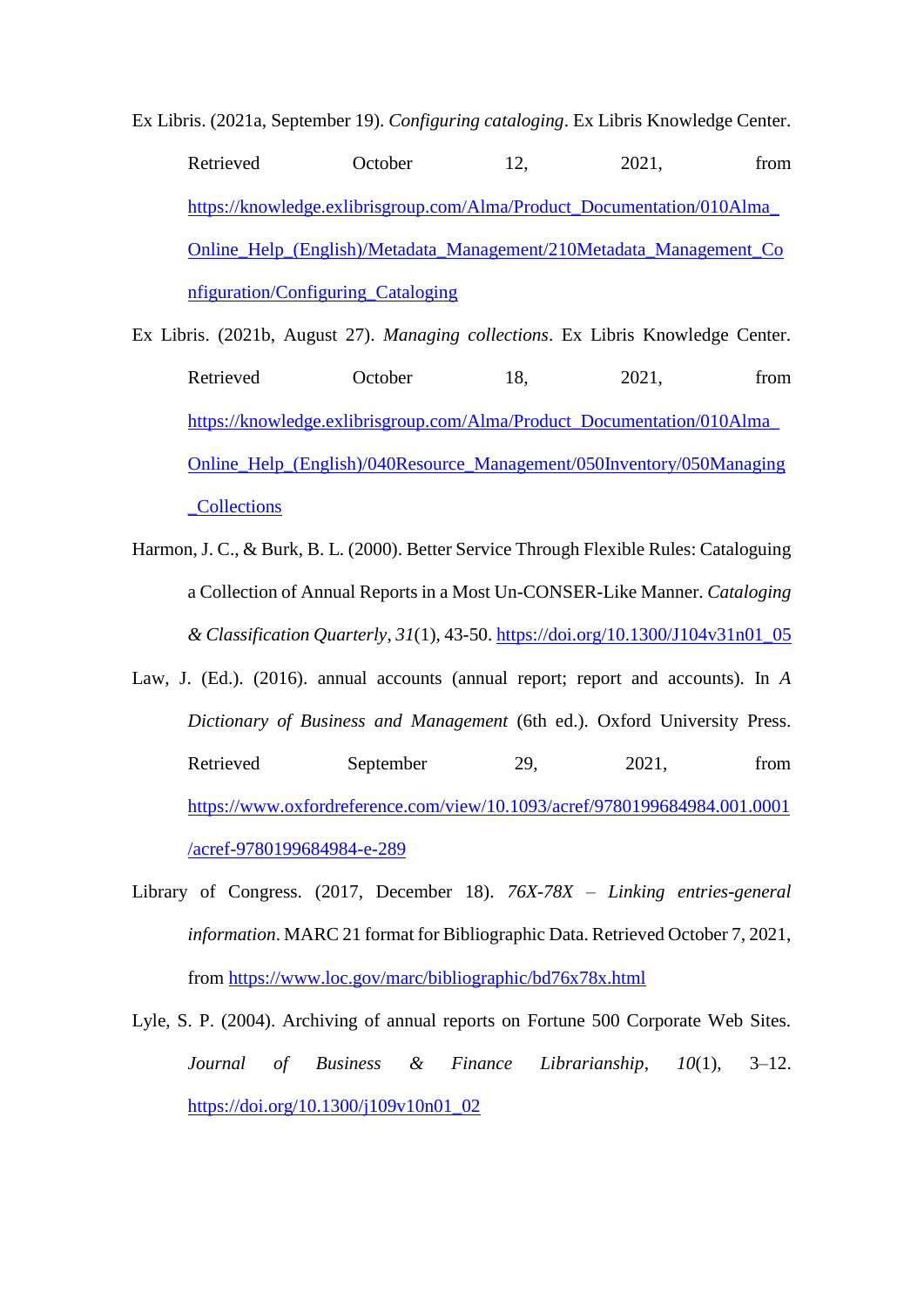Ex Libris. (2021a, September 19). *Configuring cataloging*. Ex Libris Knowledge Center. Retrieved October 12, 2021, from https://knowledge.exlibrisgroup.com/Alma/Product_Documentation/010Alma_Online_Help_(English)/Metadata_Management/210Metadata_Management_Configuration/Configuring_Cataloging

Ex Libris. (2021b, August 27). *Managing collections*. Ex Libris Knowledge Center. Retrieved October 18, 2021, from https://knowledge.exlibrisgroup.com/Alma/Product_Documentation/010Alma_Online_Help_(English)/040Resource_Management/050Inventory/050Managing_Collections

Harmon, J. C., & Burk, B. L. (2000). Better Service Through Flexible Rules: Cataloguing a Collection of Annual Reports in a Most Un-CONSER-Like Manner. *Cataloging & Classification Quarterly*, *31*(1), 43-50. https://doi.org/10.1300/J104v31n01_05

Law, J. (Ed.). (2016). annual accounts (annual report; report and accounts). In *A Dictionary of Business and Management* (6th ed.). Oxford University Press. Retrieved September 29, 2021, from https://www.oxfordreference.com/view/10.1093/acref/9780199684984.001.0001/acref-9780199684984-e-289

Library of Congress. (2017, December 18). *76X-78X – Linking entries-general information*. MARC 21 format for Bibliographic Data. Retrieved October 7, 2021, from https://www.loc.gov/marc/bibliographic/bd76x78x.html

Lyle, S. P. (2004). Archiving of annual reports on Fortune 500 Corporate Web Sites. *Journal of Business & Finance Librarianship*, *10*(1), 3–12. https://doi.org/10.1300/j109v10n01_02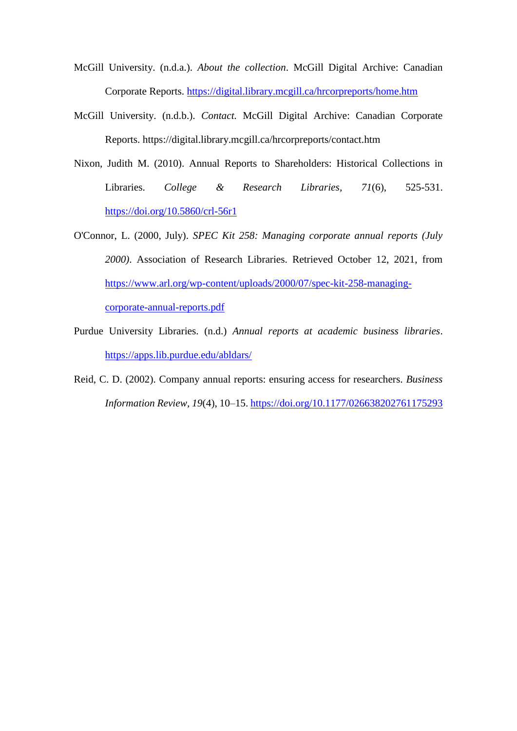McGill University. (n.d.a.). *About the collection*. McGill Digital Archive: Canadian Corporate Reports. https://digital.library.mcgill.ca/hrcorpreports/home.htm

McGill University. (n.d.b.). *Contact.* McGill Digital Archive: Canadian Corporate Reports. https://digital.library.mcgill.ca/hrcorpreports/contact.htm

Nixon, Judith M. (2010). Annual Reports to Shareholders: Historical Collections in Libraries. *College & Research Libraries*, *71*(6), 525-531. https://doi.org/10.5860/crl-56r1

O'Connor, L. (2000, July). *SPEC Kit 258: Managing corporate annual reports (July 2000)*. Association of Research Libraries. Retrieved October 12, 2021, from https://www.arl.org/wp-content/uploads/2000/07/spec-kit-258-managing-corporate-annual-reports.pdf

Purdue University Libraries. (n.d.) *Annual reports at academic business libraries*. https://apps.lib.purdue.edu/abldars/

Reid, C. D. (2002). Company annual reports: ensuring access for researchers. *Business Information Review*, *19*(4), 10–15. https://doi.org/10.1177/026638202761175293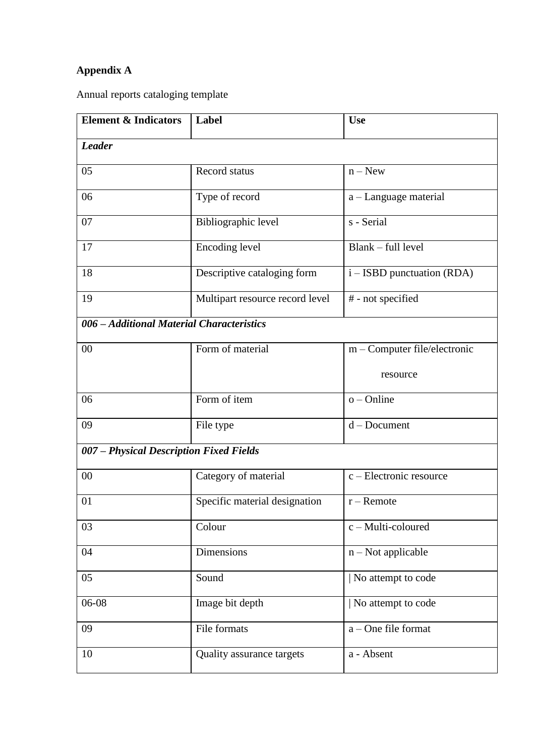**Appendix A**

Annual reports cataloging template

| Element & Indicators | Label | Use |
|---|---|---|
| ***Leader*** | | |
| 05 | Record status | n – New |
| 06 | Type of record | a – Language material |
| 07 | Bibliographic level | s - Serial |
| 17 | Encoding level | Blank – full level |
| 18 | Descriptive cataloging form | i – ISBD punctuation (RDA) |
| 19 | Multipart resource record level | # - not specified |
| ***006 – Additional Material Characteristics*** | | |
| 00 | Form of material | m – Computer file/electronic resource |
| 06 | Form of item | o – Online |
| 09 | File type | d – Document |
| ***007 – Physical Description Fixed Fields*** | | |
| 00 | Category of material | c – Electronic resource |
| 01 | Specific material designation | r – Remote |
| 03 | Colour | c – Multi-coloured |
| 04 | Dimensions | n – Not applicable |
| 05 | Sound | \| No attempt to code |
| 06-08 | Image bit depth | \| No attempt to code |
| 09 | File formats | a – One file format |
| 10 | Quality assurance targets | a - Absent |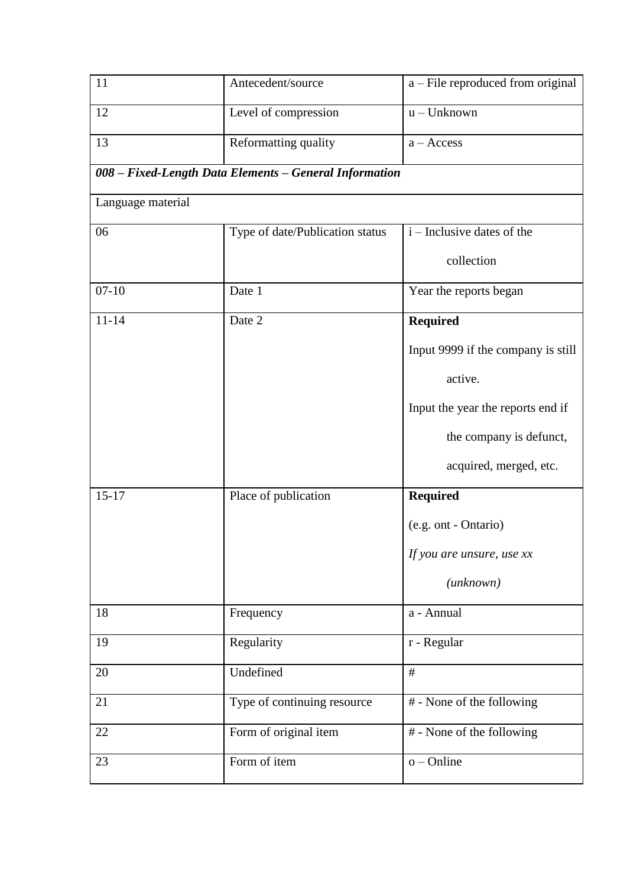| 11 | Antecedent/source | a – File reproduced from original |
|---|---|---|
| 12 | Level of compression | u – Unknown |
| 13 | Reformatting quality | a – Access |
| ***008 – Fixed-Length Data Elements – General Information*** | | |
| Language material | | |
| 06 | Type of date/Publication status | i – Inclusive dates of the collection |
| 07-10 | Date 1 | Year the reports began |
| 11-14 | Date 2 | **Required**<br>Input 9999 if the company is still active.<br>Input the year the reports end if the company is defunct, acquired, merged, etc. |
| 15-17 | Place of publication | **Required**<br>(e.g. ont - Ontario)<br>*If you are unsure, use xx (unknown)* |
| 18 | Frequency | a - Annual |
| 19 | Regularity | r - Regular |
| 20 | Undefined | # |
| 21 | Type of continuing resource | # - None of the following |
| 22 | Form of original item | # - None of the following |
| 23 | Form of item | o – Online |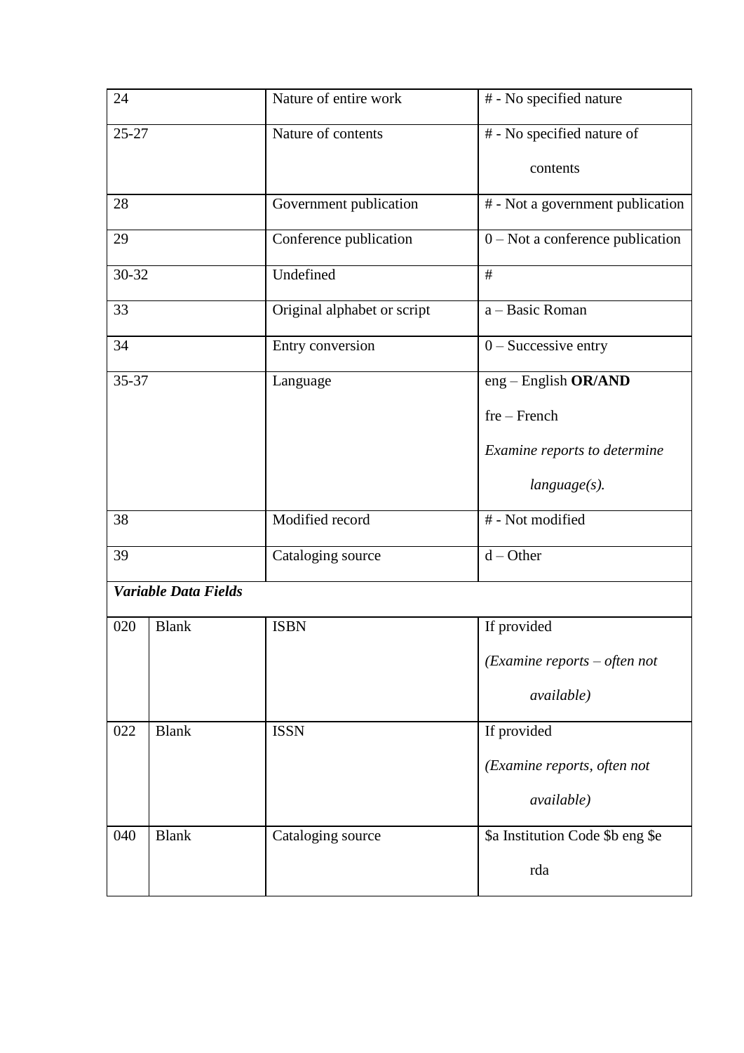| 24 | | Nature of entire work | # - No specified nature |
|---|---|---|---|
| 25-27 | | Nature of contents | # - No specified nature of contents |
| 28 | | Government publication | # - Not a government publication |
| 29 | | Conference publication | 0 – Not a conference publication |
| 30-32 | | Undefined | # |
| 33 | | Original alphabet or script | a – Basic Roman |
| 34 | | Entry conversion | 0 – Successive entry |
| 35-37 | | Language | eng – English **OR/AND** fre – French *Examine reports to determine language(s).* |
| 38 | | Modified record | # - Not modified |
| 39 | | Cataloging source | d – Other |
| ***Variable Data Fields*** | | | |
| 020 | Blank | ISBN | If provided *(Examine reports – often not available)* |
| 022 | Blank | ISSN | If provided *(Examine reports, often not available)* |
| 040 | Blank | Cataloging source | $a Institution Code $b eng $e rda |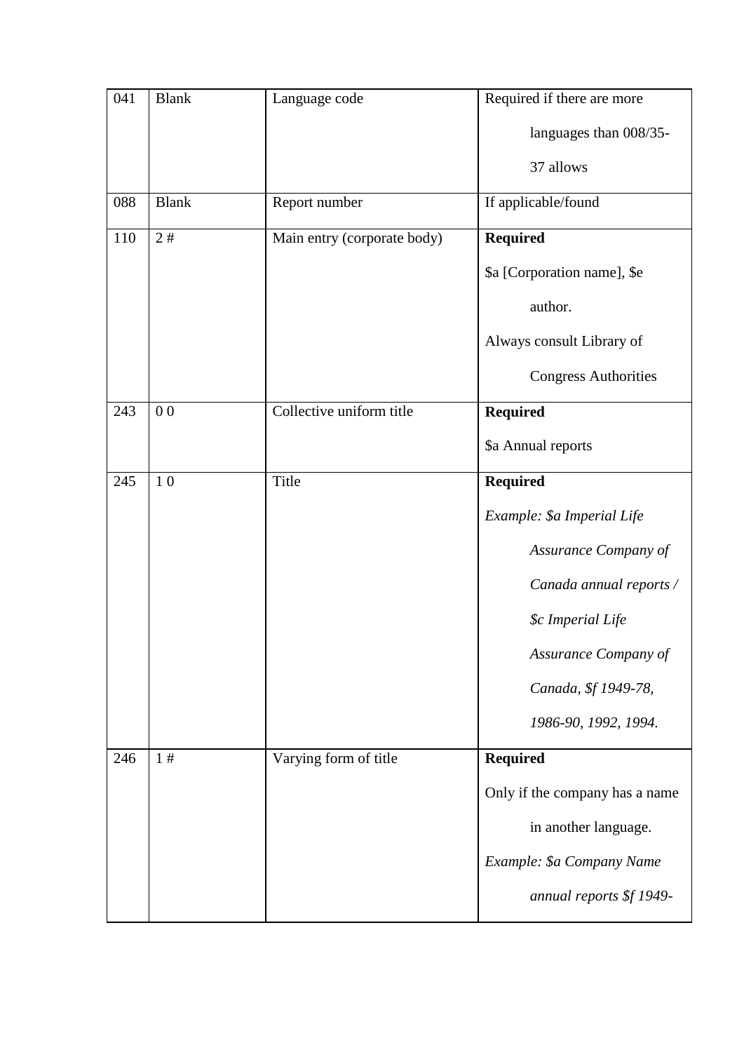| 041 | Blank | Language code | Required if there are more languages than 008/35-37 allows |
|---|---|---|---|
| 088 | Blank | Report number | If applicable/found |
| 110 | 2 # | Main entry (corporate body) | **Required**<br>$a [Corporation name], $e author.<br>Always consult Library of Congress Authorities |
| 243 | 0 0 | Collective uniform title | **Required**<br>$a Annual reports |
| 245 | 1 0 | Title | **Required**<br>*Example: $a Imperial Life Assurance Company of Canada annual reports / $c Imperial Life Assurance Company of Canada, $f 1949-78, 1986-90, 1992, 1994.* |
| 246 | 1 # | Varying form of title | **Required**<br>Only if the company has a name in another language.<br>*Example: $a Company Name annual reports $f 1949-* |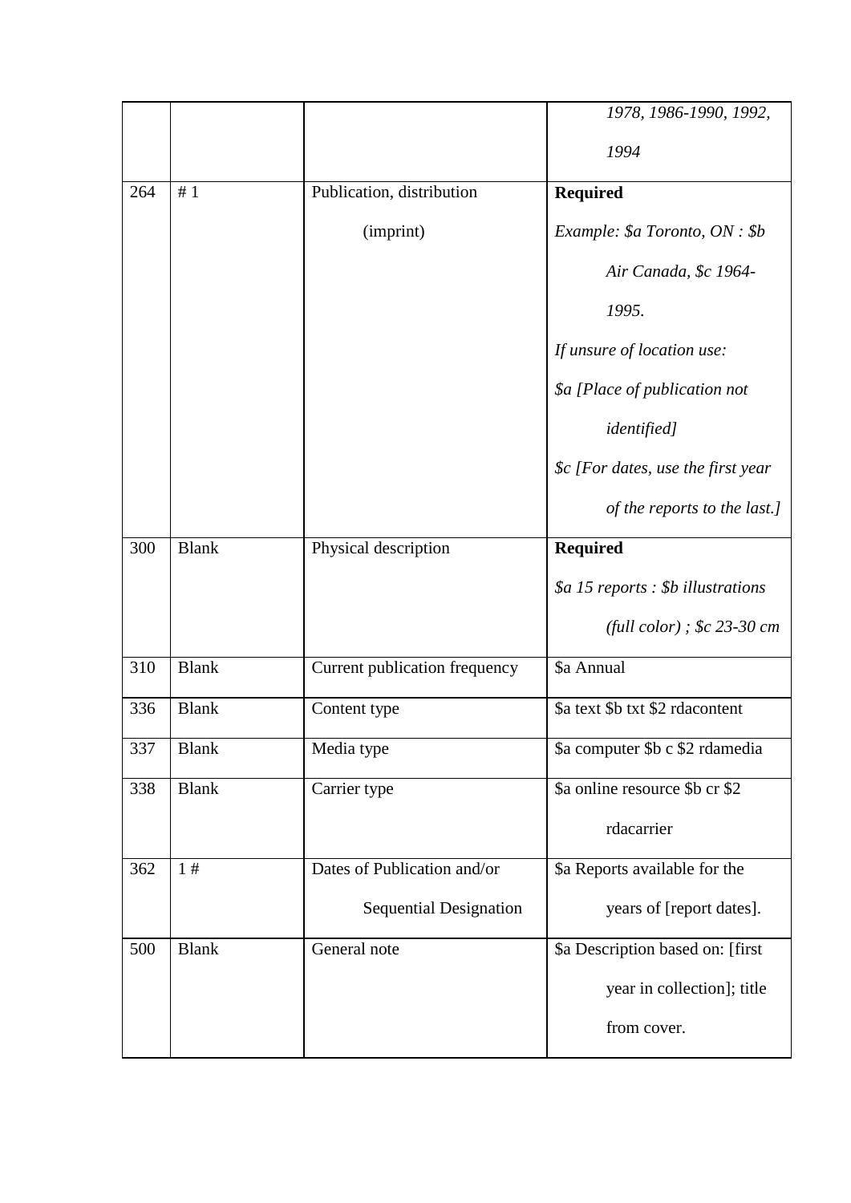| | | | |
|---|---|---|---|
| | | | *1978, 1986-1990, 1992, 1994* |
| 264 | # 1 | Publication, distribution (imprint) | **Required** *Example: $a Toronto, ON : $b Air Canada, $c 1964-1995.* *If unsure of location use:* *$a [Place of publication not identified]* *$c [For dates, use the first year of the reports to the last.]* |
| 300 | Blank | Physical description | **Required** *$a 15 reports : $b illustrations (full color) ; $c 23-30 cm* |
| 310 | Blank | Current publication frequency | $a Annual |
| 336 | Blank | Content type | $a text $b txt $2 rdacontent |
| 337 | Blank | Media type | $a computer $b c $2 rdamedia |
| 338 | Blank | Carrier type | $a online resource $b cr $2 rdacarrier |
| 362 | 1 # | Dates of Publication and/or Sequential Designation | $a Reports available for the years of [report dates]. |
| 500 | Blank | General note | $a Description based on: [first year in collection]; title from cover. |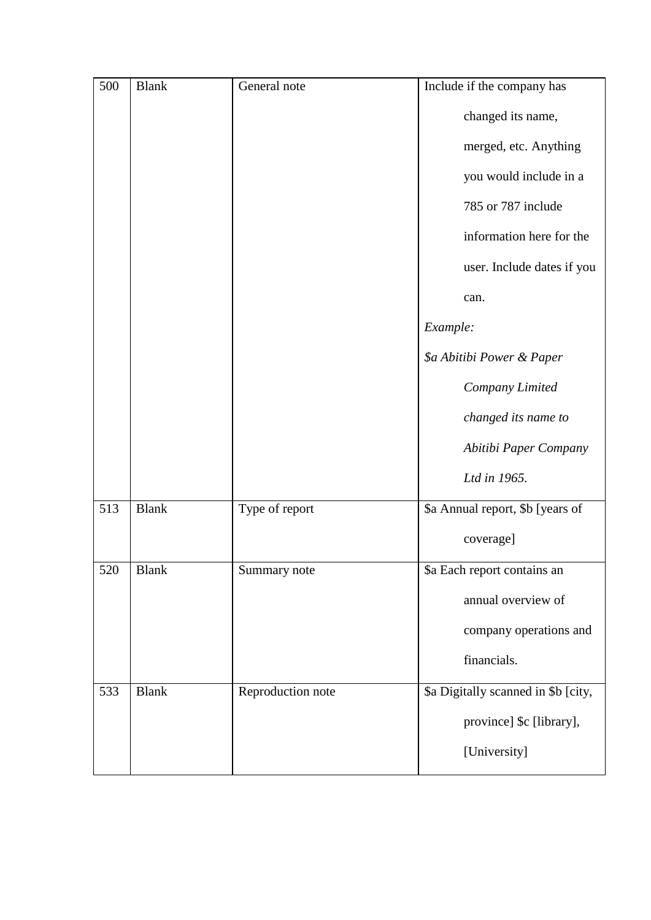| 500 | Blank | General note | Include if the company has changed its name, merged, etc. Anything you would include in a 785 or 787 include information here for the user. Include dates if you can. *Example:* *$a Abitibi Power & Paper Company Limited changed its name to Abitibi Paper Company Ltd in 1965.* |
|---|---|---|---|
| 513 | Blank | Type of report | $a Annual report, $b [years of coverage] |
| 520 | Blank | Summary note | $a Each report contains an annual overview of company operations and financials. |
| 533 | Blank | Reproduction note | $a Digitally scanned in $b [city, province] $c [library], [University] |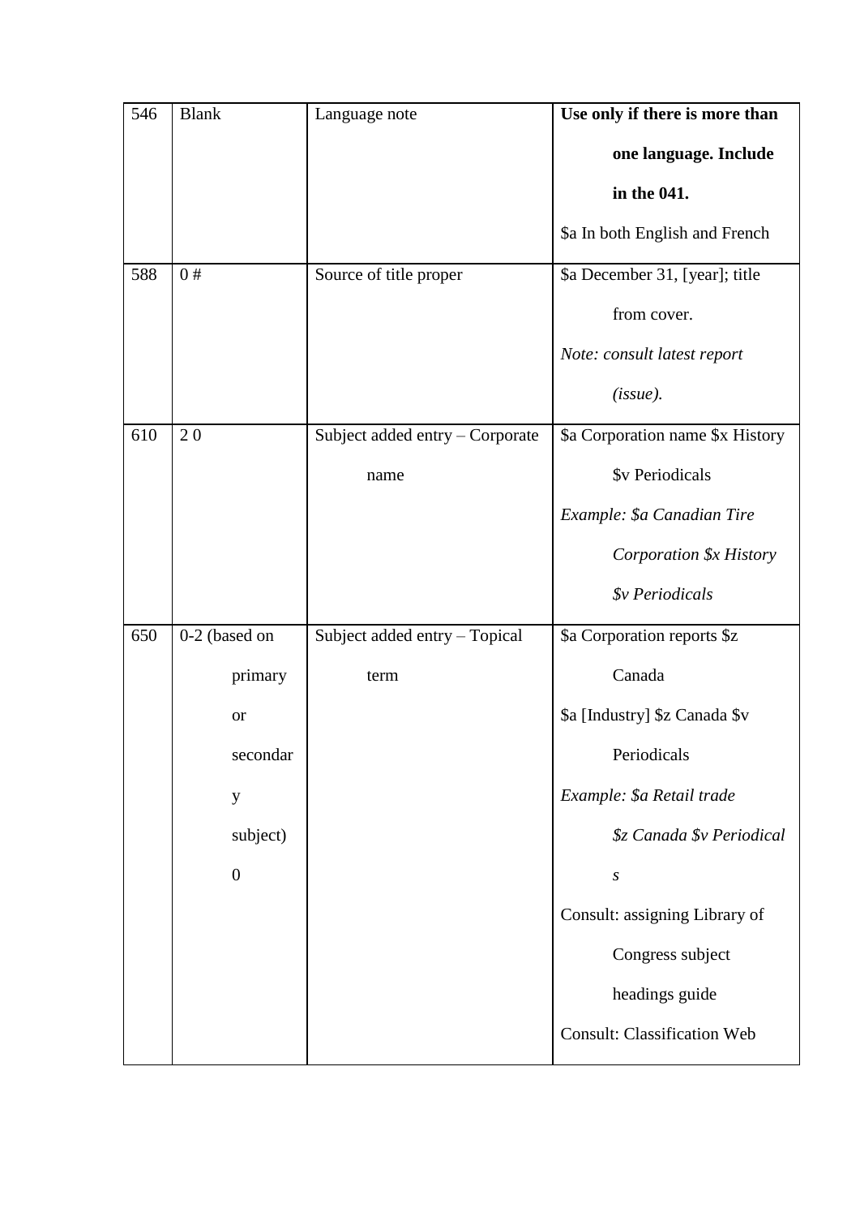| 546 | Blank | Language note | **Use only if there is more than one language. Include in the 041.** $a In both English and French |
|---|---|---|---|
| 588 | 0 # | Source of title proper | $a December 31, [year]; title from cover. *Note: consult latest report (issue).* |
| 610 | 2 0 | Subject added entry – Corporate name | $a Corporation name $x History $v Periodicals *Example: $a Canadian Tire Corporation $x History $v Periodicals* |
| 650 | 0-2 (based on primary or secondary subject) 0 | Subject added entry – Topical term | $a Corporation reports $z Canada $a [Industry] $z Canada $v Periodicals *Example: $a Retail trade $z Canada $v Periodicals* Consult: assigning Library of Congress subject headings guide Consult: Classification Web |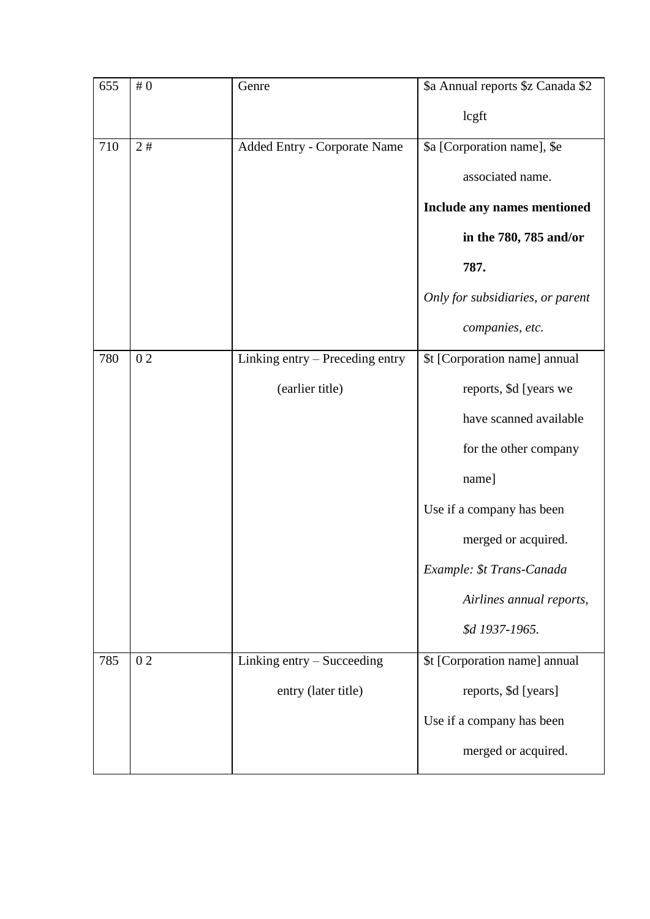| 655 | # 0 | Genre | $a Annual reports $z Canada $2 lcgft |
|---|---|---|---|
| 710 | 2 # | Added Entry - Corporate Name | $a [Corporation name], $e associated name. **Include any names mentioned in the 780, 785 and/or 787.** *Only for subsidiaries, or parent companies, etc.* |
| 780 | 0 2 | Linking entry – Preceding entry (earlier title) | $t [Corporation name] annual reports, $d [years we have scanned available for the other company name] Use if a company has been merged or acquired. *Example: $t Trans-Canada Airlines annual reports, $d 1937-1965.* |
| 785 | 0 2 | Linking entry – Succeeding entry (later title) | $t [Corporation name] annual reports, $d [years] Use if a company has been merged or acquired. |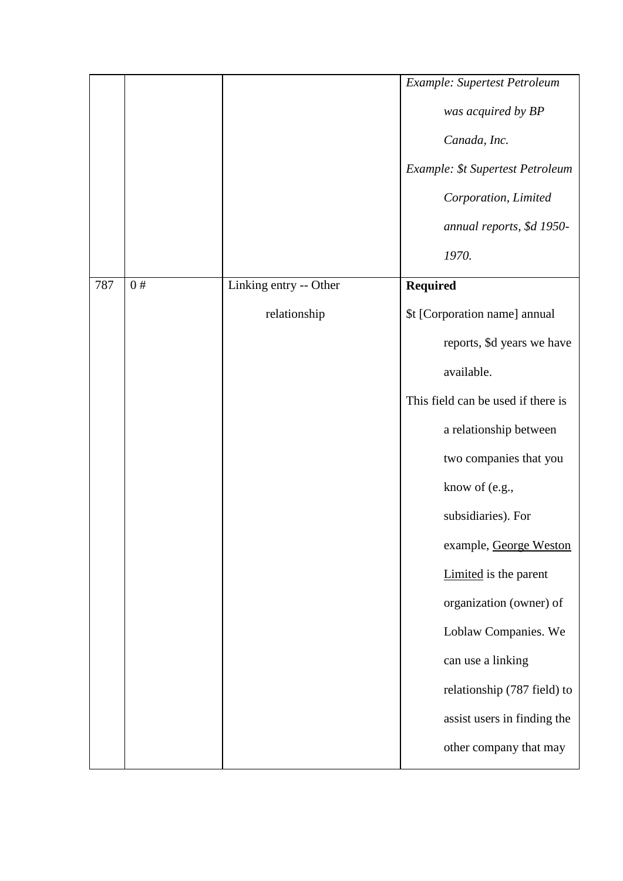| | | | |
|---|---|---|---|
| | | | *Example: Supertest Petroleum was acquired by BP Canada, Inc.* *Example: $t Supertest Petroleum Corporation, Limited annual reports, $d 1950-1970.* |
| 787 | 0 # | Linking entry -- Other relationship | **Required** $t [Corporation name] annual reports, $d years we have available. This field can be used if there is a relationship between two companies that you know of (e.g., subsidiaries). For example, George Weston Limited is the parent organization (owner) of Loblaw Companies. We can use a linking relationship (787 field) to assist users in finding the other company that may |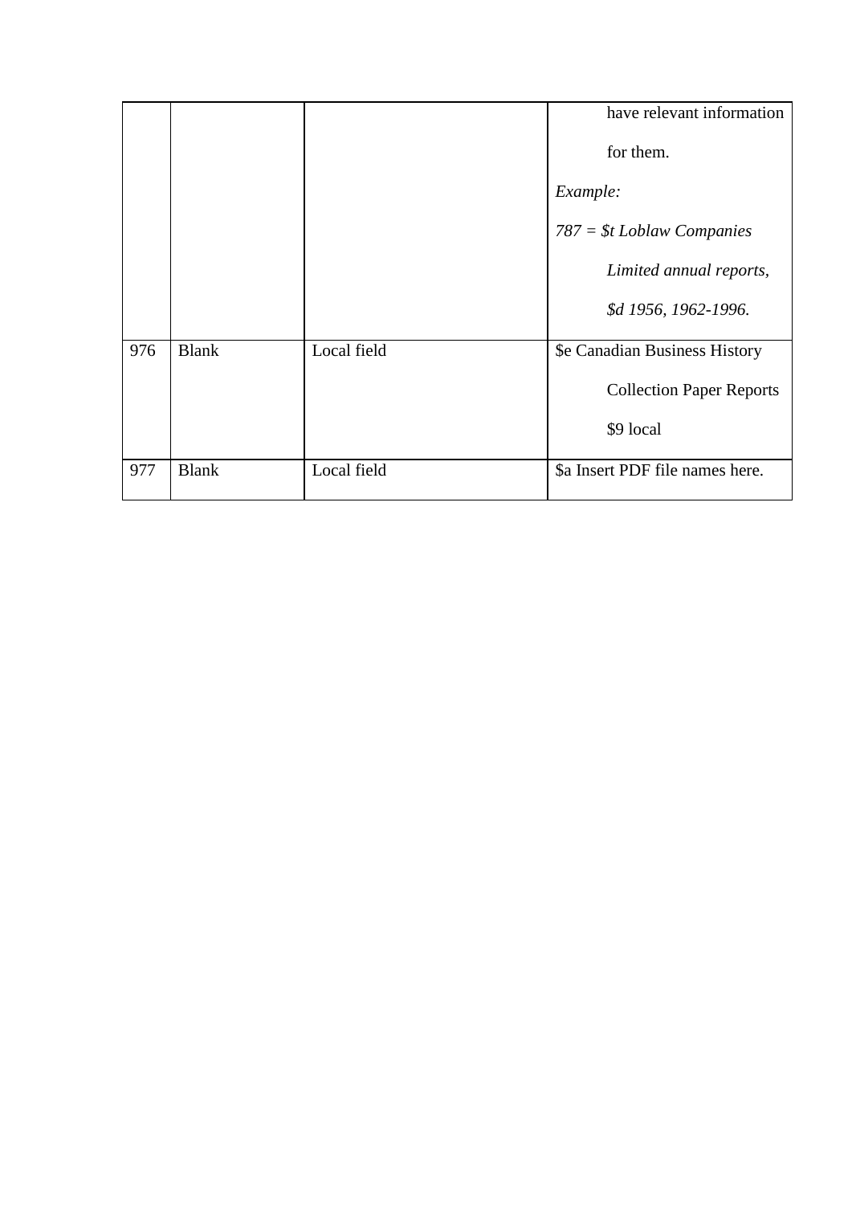| | | | |
|---|---|---|---|
| | | | have relevant information for them.<br>*Example:*<br>*787 = $t Loblaw Companies Limited annual reports, $d 1956, 1962-1996.* |
| 976 | Blank | Local field | $e Canadian Business History Collection Paper Reports $9 local |
| 977 | Blank | Local field | $a Insert PDF file names here. |